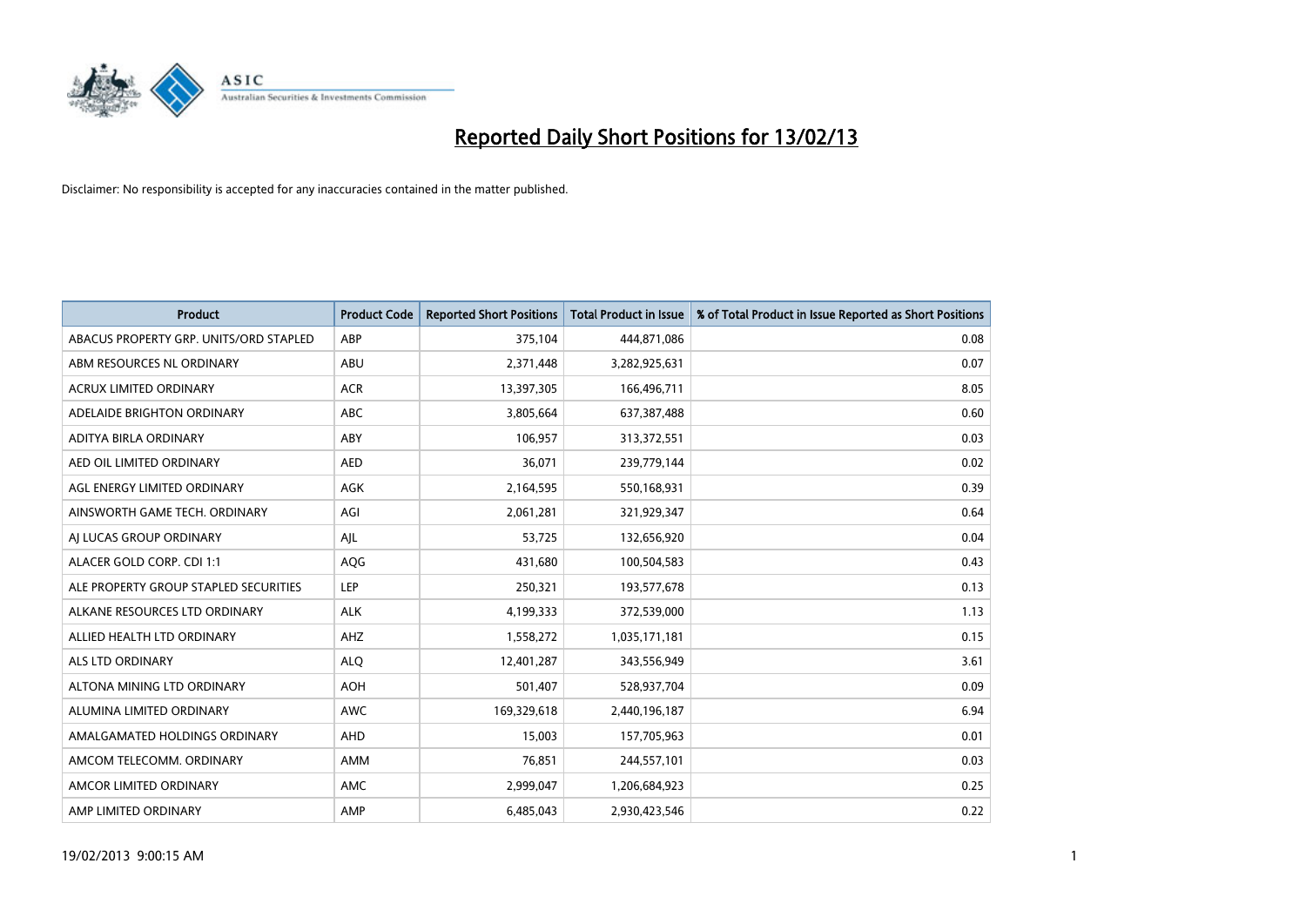# Reported Daily Short Positions for 13/02/13

Disclaimer: No responsibility is accepted for any inaccuracies contained in the matter published.

| Product | Product Code | Reported Short Positions | Total Product in Issue | % of Total Product in Issue Reported as Short Positions |
|---|---|---|---|---|
| ABACUS PROPERTY GRP. UNITS/ORD STAPLED | ABP | 375,104 | 444,871,086 | 0.08 |
| ABM RESOURCES NL ORDINARY | ABU | 2,371,448 | 3,282,925,631 | 0.07 |
| ACRUX LIMITED ORDINARY | ACR | 13,397,305 | 166,496,711 | 8.05 |
| ADELAIDE BRIGHTON ORDINARY | ABC | 3,805,664 | 637,387,488 | 0.60 |
| ADITYA BIRLA ORDINARY | ABY | 106,957 | 313,372,551 | 0.03 |
| AED OIL LIMITED ORDINARY | AED | 36,071 | 239,779,144 | 0.02 |
| AGL ENERGY LIMITED ORDINARY | AGK | 2,164,595 | 550,168,931 | 0.39 |
| AINSWORTH GAME TECH. ORDINARY | AGI | 2,061,281 | 321,929,347 | 0.64 |
| AJ LUCAS GROUP ORDINARY | AJL | 53,725 | 132,656,920 | 0.04 |
| ALACER GOLD CORP. CDI 1:1 | AQG | 431,680 | 100,504,583 | 0.43 |
| ALE PROPERTY GROUP STAPLED SECURITIES | LEP | 250,321 | 193,577,678 | 0.13 |
| ALKANE RESOURCES LTD ORDINARY | ALK | 4,199,333 | 372,539,000 | 1.13 |
| ALLIED HEALTH LTD ORDINARY | AHZ | 1,558,272 | 1,035,171,181 | 0.15 |
| ALS LTD ORDINARY | ALQ | 12,401,287 | 343,556,949 | 3.61 |
| ALTONA MINING LTD ORDINARY | AOH | 501,407 | 528,937,704 | 0.09 |
| ALUMINA LIMITED ORDINARY | AWC | 169,329,618 | 2,440,196,187 | 6.94 |
| AMALGAMATED HOLDINGS ORDINARY | AHD | 15,003 | 157,705,963 | 0.01 |
| AMCOM TELECOMM. ORDINARY | AMM | 76,851 | 244,557,101 | 0.03 |
| AMCOR LIMITED ORDINARY | AMC | 2,999,047 | 1,206,684,923 | 0.25 |
| AMP LIMITED ORDINARY | AMP | 6,485,043 | 2,930,423,546 | 0.22 |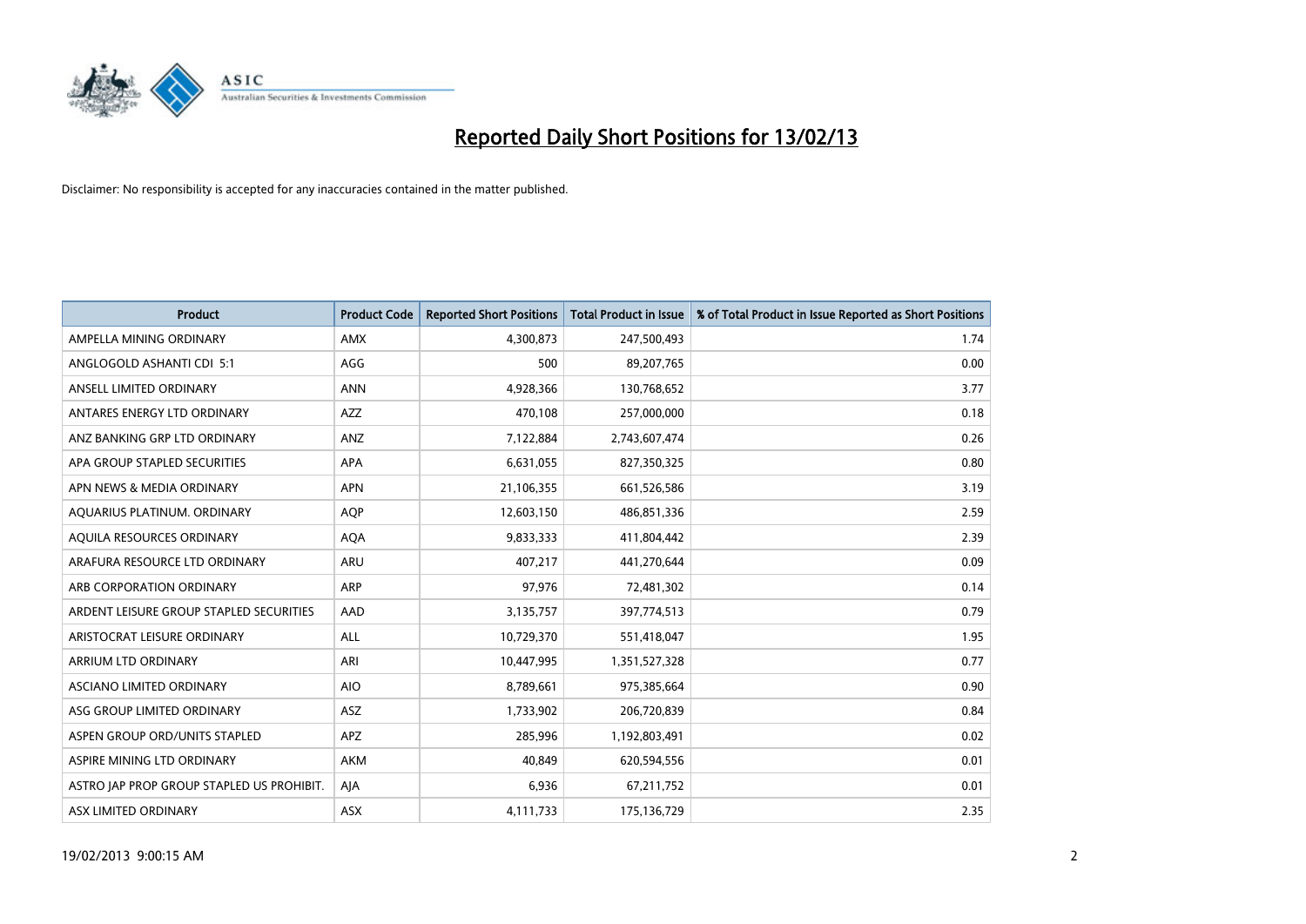# Reported Daily Short Positions for 13/02/13

Disclaimer: No responsibility is accepted for any inaccuracies contained in the matter published.

| Product | Product Code | Reported Short Positions | Total Product in Issue | % of Total Product in Issue Reported as Short Positions |
|---|---|---|---|---|
| AMPELLA MINING ORDINARY | AMX | 4,300,873 | 247,500,493 | 1.74 |
| ANGLOGOLD ASHANTI CDI 5:1 | AGG | 500 | 89,207,765 | 0.00 |
| ANSELL LIMITED ORDINARY | ANN | 4,928,366 | 130,768,652 | 3.77 |
| ANTARES ENERGY LTD ORDINARY | AZZ | 470,108 | 257,000,000 | 0.18 |
| ANZ BANKING GRP LTD ORDINARY | ANZ | 7,122,884 | 2,743,607,474 | 0.26 |
| APA GROUP STAPLED SECURITIES | APA | 6,631,055 | 827,350,325 | 0.80 |
| APN NEWS & MEDIA ORDINARY | APN | 21,106,355 | 661,526,586 | 3.19 |
| AQUARIUS PLATINUM. ORDINARY | AQP | 12,603,150 | 486,851,336 | 2.59 |
| AQUILA RESOURCES ORDINARY | AQA | 9,833,333 | 411,804,442 | 2.39 |
| ARAFURA RESOURCE LTD ORDINARY | ARU | 407,217 | 441,270,644 | 0.09 |
| ARB CORPORATION ORDINARY | ARP | 97,976 | 72,481,302 | 0.14 |
| ARDENT LEISURE GROUP STAPLED SECURITIES | AAD | 3,135,757 | 397,774,513 | 0.79 |
| ARISTOCRAT LEISURE ORDINARY | ALL | 10,729,370 | 551,418,047 | 1.95 |
| ARRIUM LTD ORDINARY | ARI | 10,447,995 | 1,351,527,328 | 0.77 |
| ASCIANO LIMITED ORDINARY | AIO | 8,789,661 | 975,385,664 | 0.90 |
| ASG GROUP LIMITED ORDINARY | ASZ | 1,733,902 | 206,720,839 | 0.84 |
| ASPEN GROUP ORD/UNITS STAPLED | APZ | 285,996 | 1,192,803,491 | 0.02 |
| ASPIRE MINING LTD ORDINARY | AKM | 40,849 | 620,594,556 | 0.01 |
| ASTRO JAP PROP GROUP STAPLED US PROHIBIT. | AJA | 6,936 | 67,211,752 | 0.01 |
| ASX LIMITED ORDINARY | ASX | 4,111,733 | 175,136,729 | 2.35 |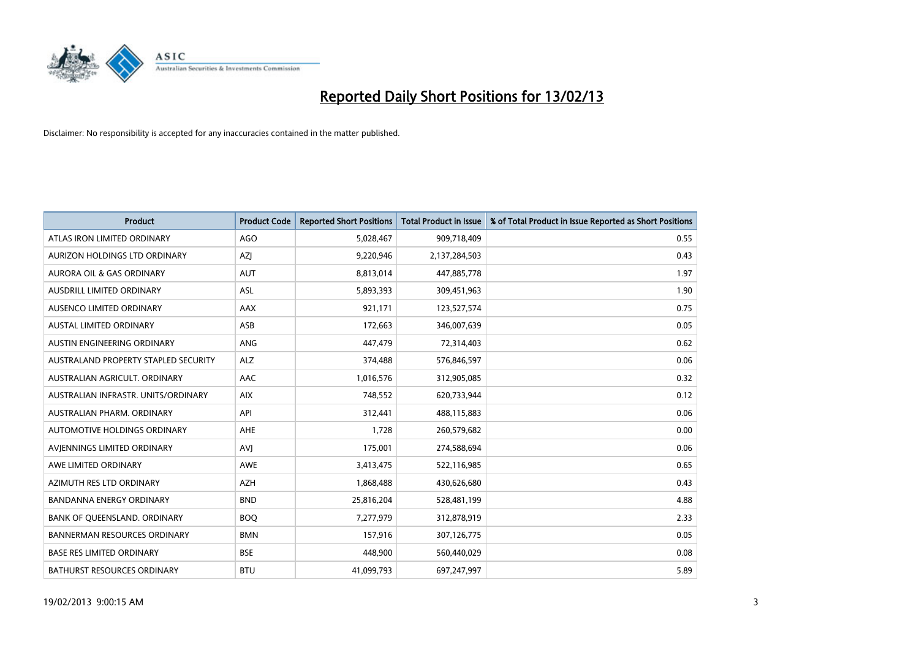# Reported Daily Short Positions for 13/02/13

Disclaimer: No responsibility is accepted for any inaccuracies contained in the matter published.

| Product | Product Code | Reported Short Positions | Total Product in Issue | % of Total Product in Issue Reported as Short Positions |
|---|---|---|---|---|
| ATLAS IRON LIMITED ORDINARY | AGO | 5,028,467 | 909,718,409 | 0.55 |
| AURIZON HOLDINGS LTD ORDINARY | AZJ | 9,220,946 | 2,137,284,503 | 0.43 |
| AURORA OIL & GAS ORDINARY | AUT | 8,813,014 | 447,885,778 | 1.97 |
| AUSDRILL LIMITED ORDINARY | ASL | 5,893,393 | 309,451,963 | 1.90 |
| AUSENCO LIMITED ORDINARY | AAX | 921,171 | 123,527,574 | 0.75 |
| AUSTAL LIMITED ORDINARY | ASB | 172,663 | 346,007,639 | 0.05 |
| AUSTIN ENGINEERING ORDINARY | ANG | 447,479 | 72,314,403 | 0.62 |
| AUSTRALAND PROPERTY STAPLED SECURITY | ALZ | 374,488 | 576,846,597 | 0.06 |
| AUSTRALIAN AGRICULT. ORDINARY | AAC | 1,016,576 | 312,905,085 | 0.32 |
| AUSTRALIAN INFRASTR. UNITS/ORDINARY | AIX | 748,552 | 620,733,944 | 0.12 |
| AUSTRALIAN PHARM. ORDINARY | API | 312,441 | 488,115,883 | 0.06 |
| AUTOMOTIVE HOLDINGS ORDINARY | AHE | 1,728 | 260,579,682 | 0.00 |
| AVJENNINGS LIMITED ORDINARY | AVJ | 175,001 | 274,588,694 | 0.06 |
| AWE LIMITED ORDINARY | AWE | 3,413,475 | 522,116,985 | 0.65 |
| AZIMUTH RES LTD ORDINARY | AZH | 1,868,488 | 430,626,680 | 0.43 |
| BANDANNA ENERGY ORDINARY | BND | 25,816,204 | 528,481,199 | 4.88 |
| BANK OF QUEENSLAND. ORDINARY | BOQ | 7,277,979 | 312,878,919 | 2.33 |
| BANNERMAN RESOURCES ORDINARY | BMN | 157,916 | 307,126,775 | 0.05 |
| BASE RES LIMITED ORDINARY | BSE | 448,900 | 560,440,029 | 0.08 |
| BATHURST RESOURCES ORDINARY | BTU | 41,099,793 | 697,247,997 | 5.89 |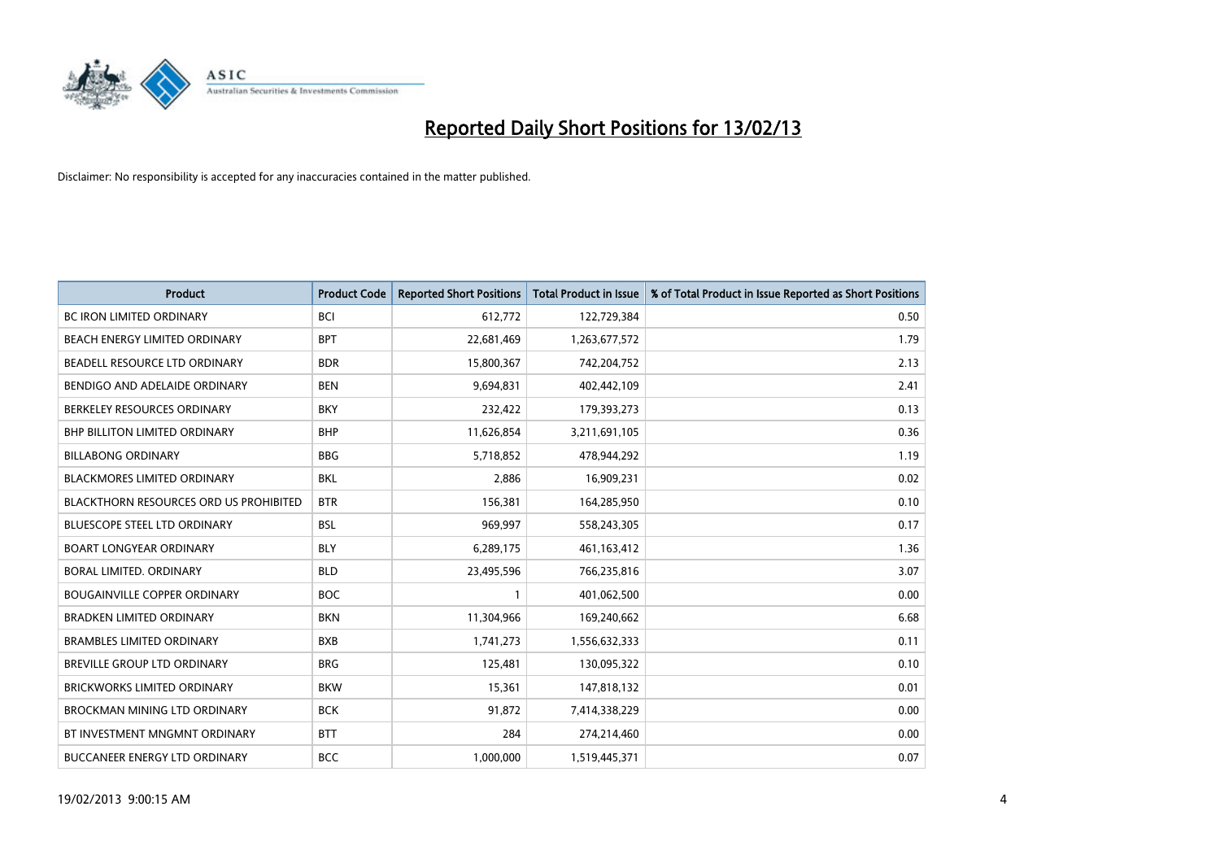# Reported Daily Short Positions for 13/02/13

Disclaimer: No responsibility is accepted for any inaccuracies contained in the matter published.

| Product | Product Code | Reported Short Positions | Total Product in Issue | % of Total Product in Issue Reported as Short Positions |
|---|---|---|---|---|
| BC IRON LIMITED ORDINARY | BCI | 612,772 | 122,729,384 | 0.50 |
| BEACH ENERGY LIMITED ORDINARY | BPT | 22,681,469 | 1,263,677,572 | 1.79 |
| BEADELL RESOURCE LTD ORDINARY | BDR | 15,800,367 | 742,204,752 | 2.13 |
| BENDIGO AND ADELAIDE ORDINARY | BEN | 9,694,831 | 402,442,109 | 2.41 |
| BERKELEY RESOURCES ORDINARY | BKY | 232,422 | 179,393,273 | 0.13 |
| BHP BILLITON LIMITED ORDINARY | BHP | 11,626,854 | 3,211,691,105 | 0.36 |
| BILLABONG ORDINARY | BBG | 5,718,852 | 478,944,292 | 1.19 |
| BLACKMORES LIMITED ORDINARY | BKL | 2,886 | 16,909,231 | 0.02 |
| BLACKTHORN RESOURCES ORD US PROHIBITED | BTR | 156,381 | 164,285,950 | 0.10 |
| BLUESCOPE STEEL LTD ORDINARY | BSL | 969,997 | 558,243,305 | 0.17 |
| BOART LONGYEAR ORDINARY | BLY | 6,289,175 | 461,163,412 | 1.36 |
| BORAL LIMITED. ORDINARY | BLD | 23,495,596 | 766,235,816 | 3.07 |
| BOUGAINVILLE COPPER ORDINARY | BOC | 1 | 401,062,500 | 0.00 |
| BRADKEN LIMITED ORDINARY | BKN | 11,304,966 | 169,240,662 | 6.68 |
| BRAMBLES LIMITED ORDINARY | BXB | 1,741,273 | 1,556,632,333 | 0.11 |
| BREVILLE GROUP LTD ORDINARY | BRG | 125,481 | 130,095,322 | 0.10 |
| BRICKWORKS LIMITED ORDINARY | BKW | 15,361 | 147,818,132 | 0.01 |
| BROCKMAN MINING LTD ORDINARY | BCK | 91,872 | 7,414,338,229 | 0.00 |
| BT INVESTMENT MNGMNT ORDINARY | BTT | 284 | 274,214,460 | 0.00 |
| BUCCANEER ENERGY LTD ORDINARY | BCC | 1,000,000 | 1,519,445,371 | 0.07 |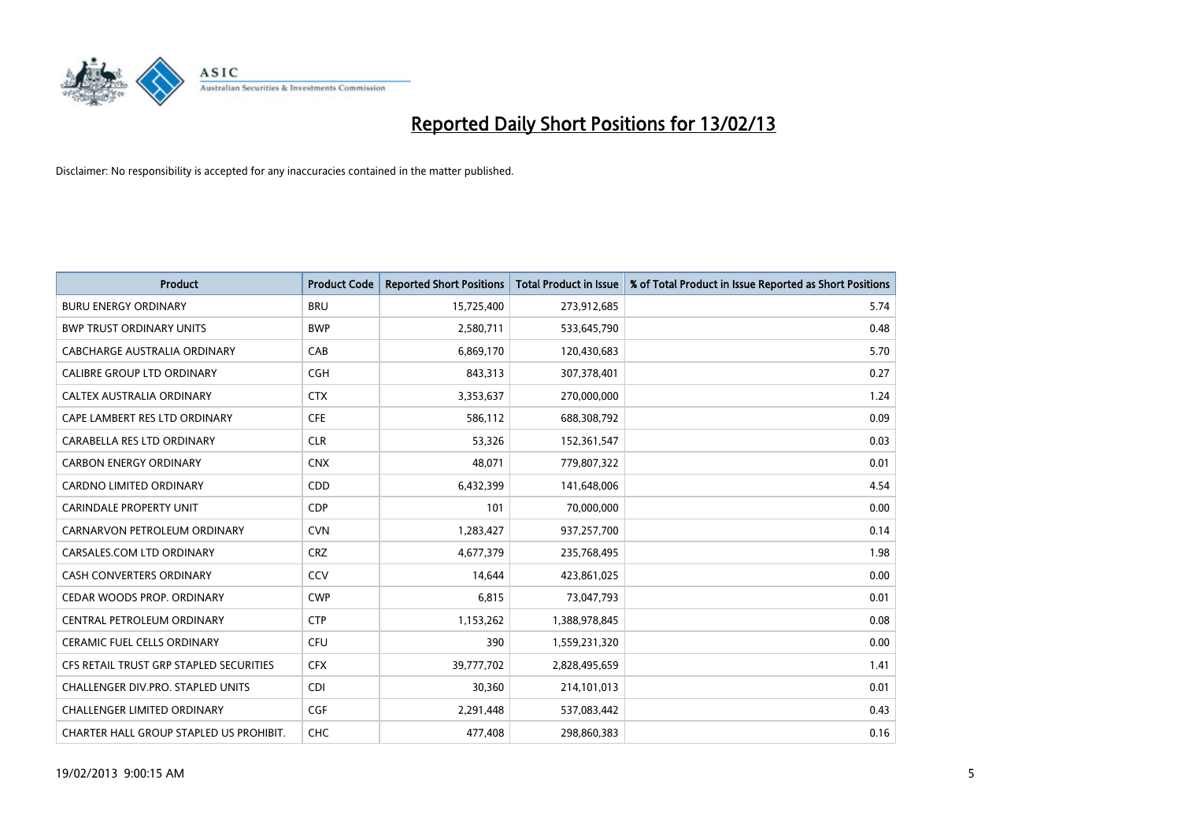# Reported Daily Short Positions for 13/02/13

Disclaimer: No responsibility is accepted for any inaccuracies contained in the matter published.

| Product | Product Code | Reported Short Positions | Total Product in Issue | % of Total Product in Issue Reported as Short Positions |
|---|---|---|---|---|
| BURU ENERGY ORDINARY | BRU | 15,725,400 | 273,912,685 | 5.74 |
| BWP TRUST ORDINARY UNITS | BWP | 2,580,711 | 533,645,790 | 0.48 |
| CABCHARGE AUSTRALIA ORDINARY | CAB | 6,869,170 | 120,430,683 | 5.70 |
| CALIBRE GROUP LTD ORDINARY | CGH | 843,313 | 307,378,401 | 0.27 |
| CALTEX AUSTRALIA ORDINARY | CTX | 3,353,637 | 270,000,000 | 1.24 |
| CAPE LAMBERT RES LTD ORDINARY | CFE | 586,112 | 688,308,792 | 0.09 |
| CARABELLA RES LTD ORDINARY | CLR | 53,326 | 152,361,547 | 0.03 |
| CARBON ENERGY ORDINARY | CNX | 48,071 | 779,807,322 | 0.01 |
| CARDNO LIMITED ORDINARY | CDD | 6,432,399 | 141,648,006 | 4.54 |
| CARINDALE PROPERTY UNIT | CDP | 101 | 70,000,000 | 0.00 |
| CARNARVON PETROLEUM ORDINARY | CVN | 1,283,427 | 937,257,700 | 0.14 |
| CARSALES.COM LTD ORDINARY | CRZ | 4,677,379 | 235,768,495 | 1.98 |
| CASH CONVERTERS ORDINARY | CCV | 14,644 | 423,861,025 | 0.00 |
| CEDAR WOODS PROP. ORDINARY | CWP | 6,815 | 73,047,793 | 0.01 |
| CENTRAL PETROLEUM ORDINARY | CTP | 1,153,262 | 1,388,978,845 | 0.08 |
| CERAMIC FUEL CELLS ORDINARY | CFU | 390 | 1,559,231,320 | 0.00 |
| CFS RETAIL TRUST GRP STAPLED SECURITIES | CFX | 39,777,702 | 2,828,495,659 | 1.41 |
| CHALLENGER DIV.PRO. STAPLED UNITS | CDI | 30,360 | 214,101,013 | 0.01 |
| CHALLENGER LIMITED ORDINARY | CGF | 2,291,448 | 537,083,442 | 0.43 |
| CHARTER HALL GROUP STAPLED US PROHIBIT. | CHC | 477,408 | 298,860,383 | 0.16 |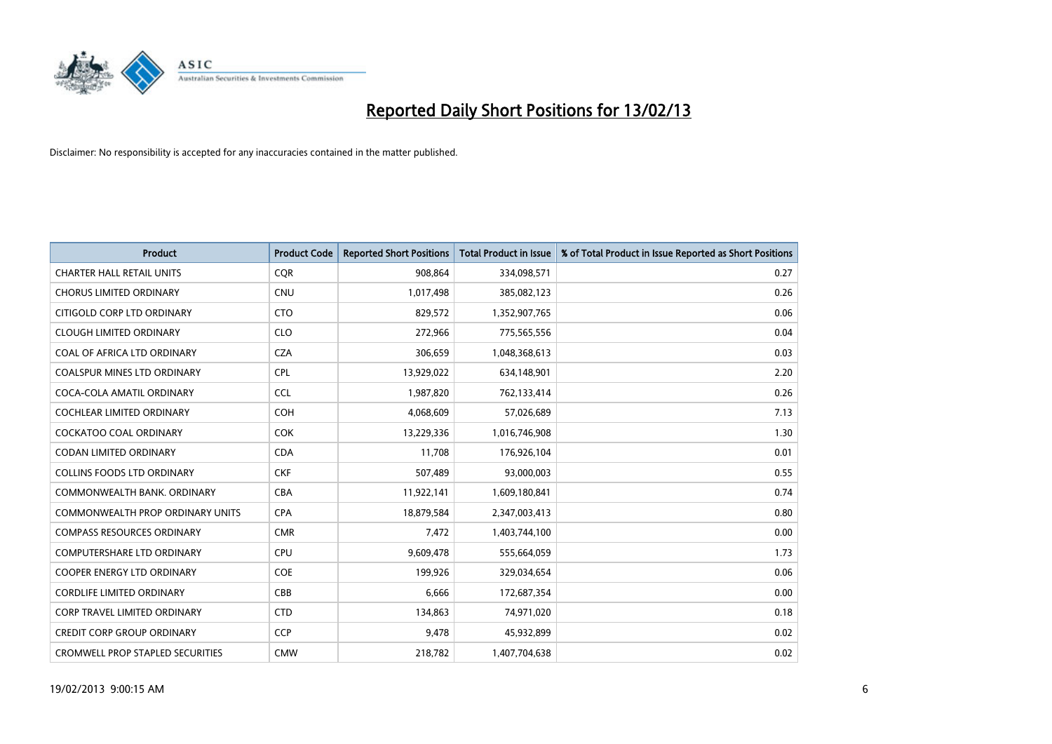# Reported Daily Short Positions for 13/02/13

Disclaimer: No responsibility is accepted for any inaccuracies contained in the matter published.

| Product | Product Code | Reported Short Positions | Total Product in Issue | % of Total Product in Issue Reported as Short Positions |
|---|---|---|---|---|
| CHARTER HALL RETAIL UNITS | CQR | 908,864 | 334,098,571 | 0.27 |
| CHORUS LIMITED ORDINARY | CNU | 1,017,498 | 385,082,123 | 0.26 |
| CITIGOLD CORP LTD ORDINARY | CTO | 829,572 | 1,352,907,765 | 0.06 |
| CLOUGH LIMITED ORDINARY | CLO | 272,966 | 775,565,556 | 0.04 |
| COAL OF AFRICA LTD ORDINARY | CZA | 306,659 | 1,048,368,613 | 0.03 |
| COALSPUR MINES LTD ORDINARY | CPL | 13,929,022 | 634,148,901 | 2.20 |
| COCA-COLA AMATIL ORDINARY | CCL | 1,987,820 | 762,133,414 | 0.26 |
| COCHLEAR LIMITED ORDINARY | COH | 4,068,609 | 57,026,689 | 7.13 |
| COCKATOO COAL ORDINARY | COK | 13,229,336 | 1,016,746,908 | 1.30 |
| CODAN LIMITED ORDINARY | CDA | 11,708 | 176,926,104 | 0.01 |
| COLLINS FOODS LTD ORDINARY | CKF | 507,489 | 93,000,003 | 0.55 |
| COMMONWEALTH BANK. ORDINARY | CBA | 11,922,141 | 1,609,180,841 | 0.74 |
| COMMONWEALTH PROP ORDINARY UNITS | CPA | 18,879,584 | 2,347,003,413 | 0.80 |
| COMPASS RESOURCES ORDINARY | CMR | 7,472 | 1,403,744,100 | 0.00 |
| COMPUTERSHARE LTD ORDINARY | CPU | 9,609,478 | 555,664,059 | 1.73 |
| COOPER ENERGY LTD ORDINARY | COE | 199,926 | 329,034,654 | 0.06 |
| CORDLIFE LIMITED ORDINARY | CBB | 6,666 | 172,687,354 | 0.00 |
| CORP TRAVEL LIMITED ORDINARY | CTD | 134,863 | 74,971,020 | 0.18 |
| CREDIT CORP GROUP ORDINARY | CCP | 9,478 | 45,932,899 | 0.02 |
| CROMWELL PROP STAPLED SECURITIES | CMW | 218,782 | 1,407,704,638 | 0.02 |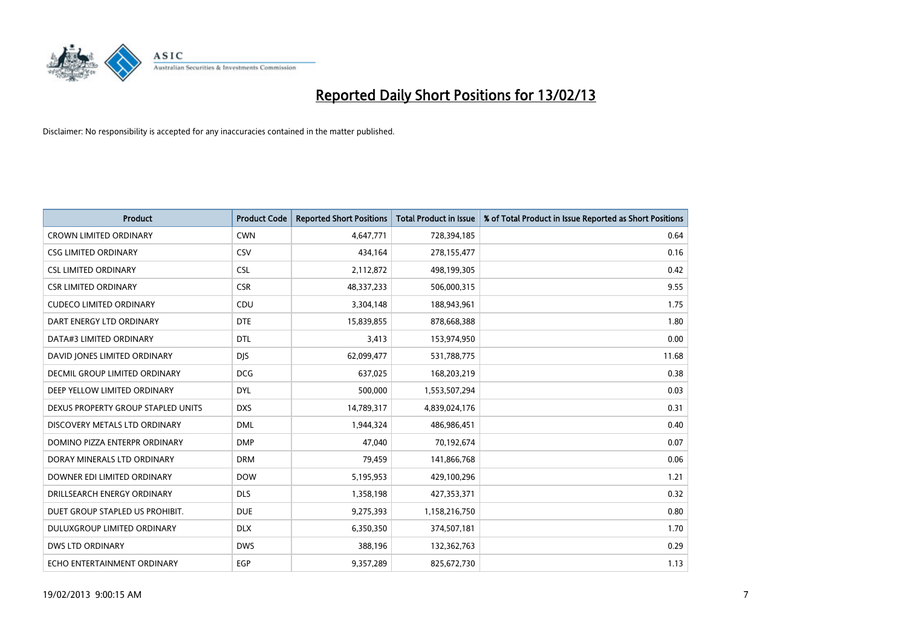# Reported Daily Short Positions for 13/02/13

Disclaimer: No responsibility is accepted for any inaccuracies contained in the matter published.

| Product | Product Code | Reported Short Positions | Total Product in Issue | % of Total Product in Issue Reported as Short Positions |
|---|---|---|---|---|
| CROWN LIMITED ORDINARY | CWN | 4,647,771 | 728,394,185 | 0.64 |
| CSG LIMITED ORDINARY | CSV | 434,164 | 278,155,477 | 0.16 |
| CSL LIMITED ORDINARY | CSL | 2,112,872 | 498,199,305 | 0.42 |
| CSR LIMITED ORDINARY | CSR | 48,337,233 | 506,000,315 | 9.55 |
| CUDECO LIMITED ORDINARY | CDU | 3,304,148 | 188,943,961 | 1.75 |
| DART ENERGY LTD ORDINARY | DTE | 15,839,855 | 878,668,388 | 1.80 |
| DATA#3 LIMITED ORDINARY | DTL | 3,413 | 153,974,950 | 0.00 |
| DAVID JONES LIMITED ORDINARY | DJS | 62,099,477 | 531,788,775 | 11.68 |
| DECMIL GROUP LIMITED ORDINARY | DCG | 637,025 | 168,203,219 | 0.38 |
| DEEP YELLOW LIMITED ORDINARY | DYL | 500,000 | 1,553,507,294 | 0.03 |
| DEXUS PROPERTY GROUP STAPLED UNITS | DXS | 14,789,317 | 4,839,024,176 | 0.31 |
| DISCOVERY METALS LTD ORDINARY | DML | 1,944,324 | 486,986,451 | 0.40 |
| DOMINO PIZZA ENTERPR ORDINARY | DMP | 47,040 | 70,192,674 | 0.07 |
| DORAY MINERALS LTD ORDINARY | DRM | 79,459 | 141,866,768 | 0.06 |
| DOWNER EDI LIMITED ORDINARY | DOW | 5,195,953 | 429,100,296 | 1.21 |
| DRILLSEARCH ENERGY ORDINARY | DLS | 1,358,198 | 427,353,371 | 0.32 |
| DUET GROUP STAPLED US PROHIBIT. | DUE | 9,275,393 | 1,158,216,750 | 0.80 |
| DULUXGROUP LIMITED ORDINARY | DLX | 6,350,350 | 374,507,181 | 1.70 |
| DWS LTD ORDINARY | DWS | 388,196 | 132,362,763 | 0.29 |
| ECHO ENTERTAINMENT ORDINARY | EGP | 9,357,289 | 825,672,730 | 1.13 |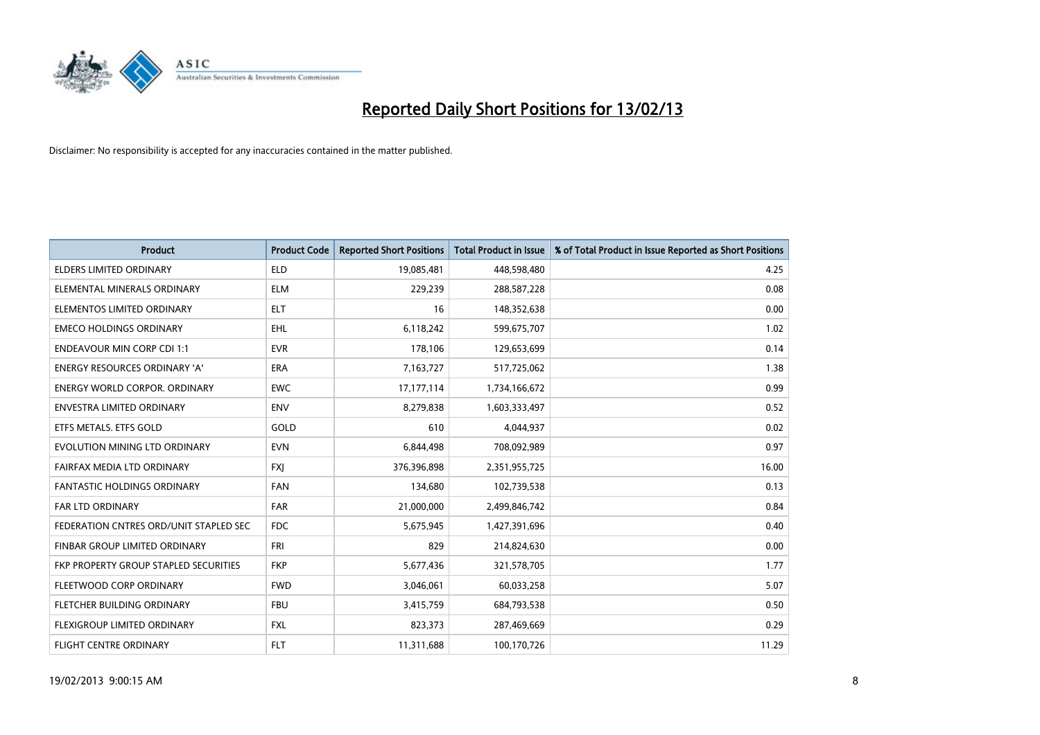# Reported Daily Short Positions for 13/02/13

Disclaimer: No responsibility is accepted for any inaccuracies contained in the matter published.

| Product | Product Code | Reported Short Positions | Total Product in Issue | % of Total Product in Issue Reported as Short Positions |
|---|---|---|---|---|
| ELDERS LIMITED ORDINARY | ELD | 19,085,481 | 448,598,480 | 4.25 |
| ELEMENTAL MINERALS ORDINARY | ELM | 229,239 | 288,587,228 | 0.08 |
| ELEMENTOS LIMITED ORDINARY | ELT | 16 | 148,352,638 | 0.00 |
| EMECO HOLDINGS ORDINARY | EHL | 6,118,242 | 599,675,707 | 1.02 |
| ENDEAVOUR MIN CORP CDI 1:1 | EVR | 178,106 | 129,653,699 | 0.14 |
| ENERGY RESOURCES ORDINARY 'A' | ERA | 7,163,727 | 517,725,062 | 1.38 |
| ENERGY WORLD CORPOR. ORDINARY | EWC | 17,177,114 | 1,734,166,672 | 0.99 |
| ENVESTRA LIMITED ORDINARY | ENV | 8,279,838 | 1,603,333,497 | 0.52 |
| ETFS METALS. ETFS GOLD | GOLD | 610 | 4,044,937 | 0.02 |
| EVOLUTION MINING LTD ORDINARY | EVN | 6,844,498 | 708,092,989 | 0.97 |
| FAIRFAX MEDIA LTD ORDINARY | FXJ | 376,396,898 | 2,351,955,725 | 16.00 |
| FANTASTIC HOLDINGS ORDINARY | FAN | 134,680 | 102,739,538 | 0.13 |
| FAR LTD ORDINARY | FAR | 21,000,000 | 2,499,846,742 | 0.84 |
| FEDERATION CNTRES ORD/UNIT STAPLED SEC | FDC | 5,675,945 | 1,427,391,696 | 0.40 |
| FINBAR GROUP LIMITED ORDINARY | FRI | 829 | 214,824,630 | 0.00 |
| FKP PROPERTY GROUP STAPLED SECURITIES | FKP | 5,677,436 | 321,578,705 | 1.77 |
| FLEETWOOD CORP ORDINARY | FWD | 3,046,061 | 60,033,258 | 5.07 |
| FLETCHER BUILDING ORDINARY | FBU | 3,415,759 | 684,793,538 | 0.50 |
| FLEXIGROUP LIMITED ORDINARY | FXL | 823,373 | 287,469,669 | 0.29 |
| FLIGHT CENTRE ORDINARY | FLT | 11,311,688 | 100,170,726 | 11.29 |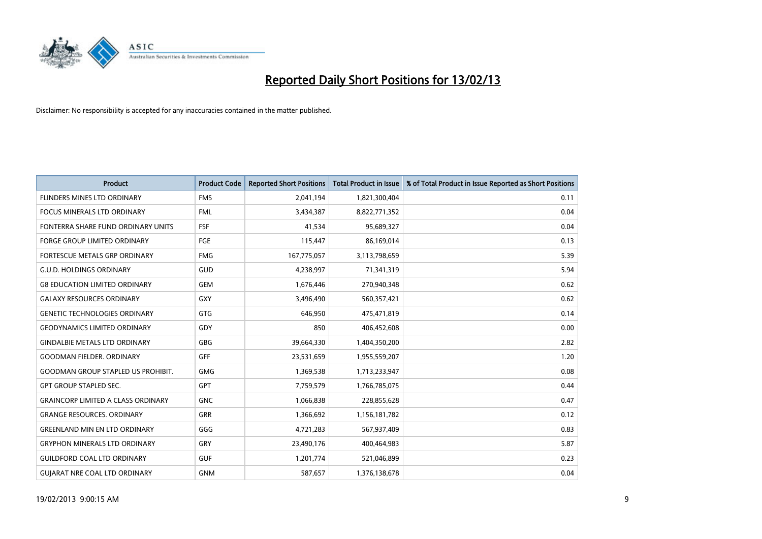# Reported Daily Short Positions for 13/02/13

Disclaimer: No responsibility is accepted for any inaccuracies contained in the matter published.

| Product | Product Code | Reported Short Positions | Total Product in Issue | % of Total Product in Issue Reported as Short Positions |
|---|---|---|---|---|
| FLINDERS MINES LTD ORDINARY | FMS | 2,041,194 | 1,821,300,404 | 0.11 |
| FOCUS MINERALS LTD ORDINARY | FML | 3,434,387 | 8,822,771,352 | 0.04 |
| FONTERRA SHARE FUND ORDINARY UNITS | FSF | 41,534 | 95,689,327 | 0.04 |
| FORGE GROUP LIMITED ORDINARY | FGE | 115,447 | 86,169,014 | 0.13 |
| FORTESCUE METALS GRP ORDINARY | FMG | 167,775,057 | 3,113,798,659 | 5.39 |
| G.U.D. HOLDINGS ORDINARY | GUD | 4,238,997 | 71,341,319 | 5.94 |
| G8 EDUCATION LIMITED ORDINARY | GEM | 1,676,446 | 270,940,348 | 0.62 |
| GALAXY RESOURCES ORDINARY | GXY | 3,496,490 | 560,357,421 | 0.62 |
| GENETIC TECHNOLOGIES ORDINARY | GTG | 646,950 | 475,471,819 | 0.14 |
| GEODYNAMICS LIMITED ORDINARY | GDY | 850 | 406,452,608 | 0.00 |
| GINDALBIE METALS LTD ORDINARY | GBG | 39,664,330 | 1,404,350,200 | 2.82 |
| GOODMAN FIELDER. ORDINARY | GFF | 23,531,659 | 1,955,559,207 | 1.20 |
| GOODMAN GROUP STAPLED US PROHIBIT. | GMG | 1,369,538 | 1,713,233,947 | 0.08 |
| GPT GROUP STAPLED SEC. | GPT | 7,759,579 | 1,766,785,075 | 0.44 |
| GRAINCORP LIMITED A CLASS ORDINARY | GNC | 1,066,838 | 228,855,628 | 0.47 |
| GRANGE RESOURCES. ORDINARY | GRR | 1,366,692 | 1,156,181,782 | 0.12 |
| GREENLAND MIN EN LTD ORDINARY | GGG | 4,721,283 | 567,937,409 | 0.83 |
| GRYPHON MINERALS LTD ORDINARY | GRY | 23,490,176 | 400,464,983 | 5.87 |
| GUILDFORD COAL LTD ORDINARY | GUF | 1,201,774 | 521,046,899 | 0.23 |
| GUJARAT NRE COAL LTD ORDINARY | GNM | 587,657 | 1,376,138,678 | 0.04 |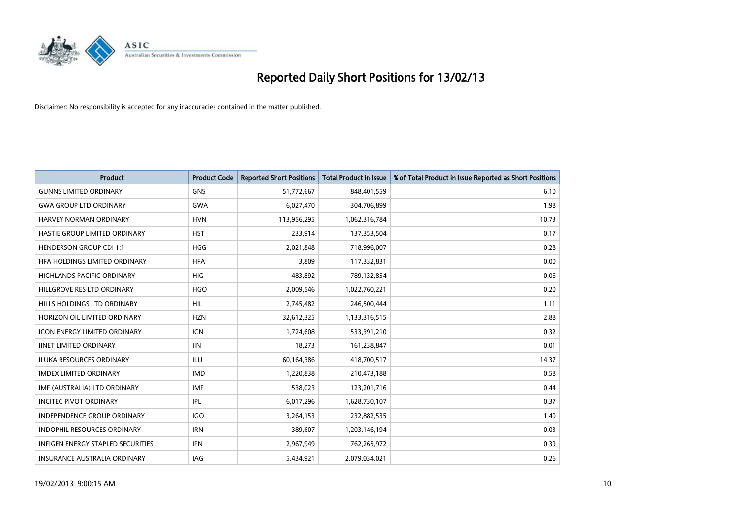# Reported Daily Short Positions for 13/02/13

Disclaimer: No responsibility is accepted for any inaccuracies contained in the matter published.

| Product | Product Code | Reported Short Positions | Total Product in Issue | % of Total Product in Issue Reported as Short Positions |
|---|---|---|---|---|
| GUNNS LIMITED ORDINARY | GNS | 51,772,667 | 848,401,559 | 6.10 |
| GWA GROUP LTD ORDINARY | GWA | 6,027,470 | 304,706,899 | 1.98 |
| HARVEY NORMAN ORDINARY | HVN | 113,956,295 | 1,062,316,784 | 10.73 |
| HASTIE GROUP LIMITED ORDINARY | HST | 233,914 | 137,353,504 | 0.17 |
| HENDERSON GROUP CDI 1:1 | HGG | 2,021,848 | 718,996,007 | 0.28 |
| HFA HOLDINGS LIMITED ORDINARY | HFA | 3,809 | 117,332,831 | 0.00 |
| HIGHLANDS PACIFIC ORDINARY | HIG | 483,892 | 789,132,854 | 0.06 |
| HILLGROVE RES LTD ORDINARY | HGO | 2,009,546 | 1,022,760,221 | 0.20 |
| HILLS HOLDINGS LTD ORDINARY | HIL | 2,745,482 | 246,500,444 | 1.11 |
| HORIZON OIL LIMITED ORDINARY | HZN | 32,612,325 | 1,133,316,515 | 2.88 |
| ICON ENERGY LIMITED ORDINARY | ICN | 1,724,608 | 533,391,210 | 0.32 |
| IINET LIMITED ORDINARY | IIN | 18,273 | 161,238,847 | 0.01 |
| ILUKA RESOURCES ORDINARY | ILU | 60,164,386 | 418,700,517 | 14.37 |
| IMDEX LIMITED ORDINARY | IMD | 1,220,838 | 210,473,188 | 0.58 |
| IMF (AUSTRALIA) LTD ORDINARY | IMF | 538,023 | 123,201,716 | 0.44 |
| INCITEC PIVOT ORDINARY | IPL | 6,017,296 | 1,628,730,107 | 0.37 |
| INDEPENDENCE GROUP ORDINARY | IGO | 3,264,153 | 232,882,535 | 1.40 |
| INDOPHIL RESOURCES ORDINARY | IRN | 389,607 | 1,203,146,194 | 0.03 |
| INFIGEN ENERGY STAPLED SECURITIES | IFN | 2,967,949 | 762,265,972 | 0.39 |
| INSURANCE AUSTRALIA ORDINARY | IAG | 5,434,921 | 2,079,034,021 | 0.26 |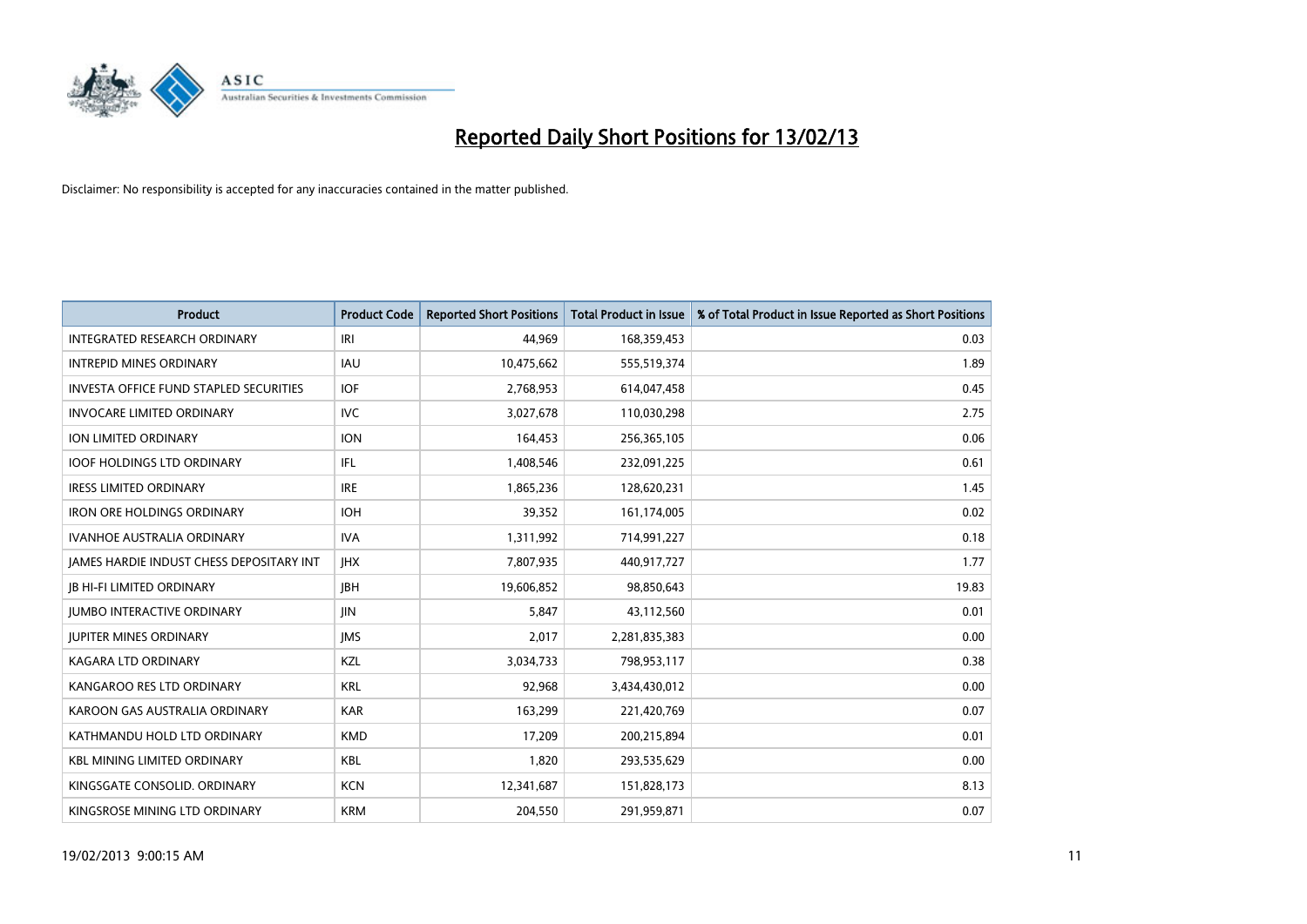# Reported Daily Short Positions for 13/02/13

Disclaimer: No responsibility is accepted for any inaccuracies contained in the matter published.

| Product | Product Code | Reported Short Positions | Total Product in Issue | % of Total Product in Issue Reported as Short Positions |
|---|---|---|---|---|
| INTEGRATED RESEARCH ORDINARY | IRI | 44,969 | 168,359,453 | 0.03 |
| INTREPID MINES ORDINARY | IAU | 10,475,662 | 555,519,374 | 1.89 |
| INVESTA OFFICE FUND STAPLED SECURITIES | IOF | 2,768,953 | 614,047,458 | 0.45 |
| INVOCARE LIMITED ORDINARY | IVC | 3,027,678 | 110,030,298 | 2.75 |
| ION LIMITED ORDINARY | ION | 164,453 | 256,365,105 | 0.06 |
| IOOF HOLDINGS LTD ORDINARY | IFL | 1,408,546 | 232,091,225 | 0.61 |
| IRESS LIMITED ORDINARY | IRE | 1,865,236 | 128,620,231 | 1.45 |
| IRON ORE HOLDINGS ORDINARY | IOH | 39,352 | 161,174,005 | 0.02 |
| IVANHOE AUSTRALIA ORDINARY | IVA | 1,311,992 | 714,991,227 | 0.18 |
| JAMES HARDIE INDUST CHESS DEPOSITARY INT | JHX | 7,807,935 | 440,917,727 | 1.77 |
| JB HI-FI LIMITED ORDINARY | JBH | 19,606,852 | 98,850,643 | 19.83 |
| JUMBO INTERACTIVE ORDINARY | JIN | 5,847 | 43,112,560 | 0.01 |
| JUPITER MINES ORDINARY | JMS | 2,017 | 2,281,835,383 | 0.00 |
| KAGARA LTD ORDINARY | KZL | 3,034,733 | 798,953,117 | 0.38 |
| KANGAROO RES LTD ORDINARY | KRL | 92,968 | 3,434,430,012 | 0.00 |
| KAROON GAS AUSTRALIA ORDINARY | KAR | 163,299 | 221,420,769 | 0.07 |
| KATHMANDU HOLD LTD ORDINARY | KMD | 17,209 | 200,215,894 | 0.01 |
| KBL MINING LIMITED ORDINARY | KBL | 1,820 | 293,535,629 | 0.00 |
| KINGSGATE CONSOLID. ORDINARY | KCN | 12,341,687 | 151,828,173 | 8.13 |
| KINGSROSE MINING LTD ORDINARY | KRM | 204,550 | 291,959,871 | 0.07 |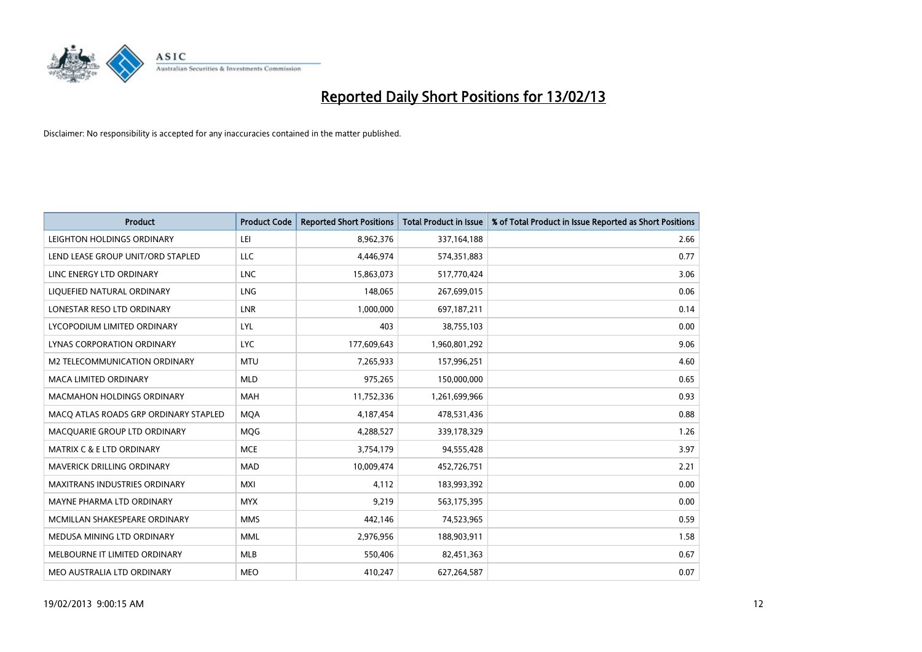# Reported Daily Short Positions for 13/02/13

Disclaimer: No responsibility is accepted for any inaccuracies contained in the matter published.

| Product | Product Code | Reported Short Positions | Total Product in Issue | % of Total Product in Issue Reported as Short Positions |
|---|---|---|---|---|
| LEIGHTON HOLDINGS ORDINARY | LEI | 8,962,376 | 337,164,188 | 2.66 |
| LEND LEASE GROUP UNIT/ORD STAPLED | LLC | 4,446,974 | 574,351,883 | 0.77 |
| LINC ENERGY LTD ORDINARY | LNC | 15,863,073 | 517,770,424 | 3.06 |
| LIQUEFIED NATURAL ORDINARY | LNG | 148,065 | 267,699,015 | 0.06 |
| LONESTAR RESO LTD ORDINARY | LNR | 1,000,000 | 697,187,211 | 0.14 |
| LYCOPODIUM LIMITED ORDINARY | LYL | 403 | 38,755,103 | 0.00 |
| LYNAS CORPORATION ORDINARY | LYC | 177,609,643 | 1,960,801,292 | 9.06 |
| M2 TELECOMMUNICATION ORDINARY | MTU | 7,265,933 | 157,996,251 | 4.60 |
| MACA LIMITED ORDINARY | MLD | 975,265 | 150,000,000 | 0.65 |
| MACMAHON HOLDINGS ORDINARY | MAH | 11,752,336 | 1,261,699,966 | 0.93 |
| MACQ ATLAS ROADS GRP ORDINARY STAPLED | MQA | 4,187,454 | 478,531,436 | 0.88 |
| MACQUARIE GROUP LTD ORDINARY | MQG | 4,288,527 | 339,178,329 | 1.26 |
| MATRIX C & E LTD ORDINARY | MCE | 3,754,179 | 94,555,428 | 3.97 |
| MAVERICK DRILLING ORDINARY | MAD | 10,009,474 | 452,726,751 | 2.21 |
| MAXITRANS INDUSTRIES ORDINARY | MXI | 4,112 | 183,993,392 | 0.00 |
| MAYNE PHARMA LTD ORDINARY | MYX | 9,219 | 563,175,395 | 0.00 |
| MCMILLAN SHAKESPEARE ORDINARY | MMS | 442,146 | 74,523,965 | 0.59 |
| MEDUSA MINING LTD ORDINARY | MML | 2,976,956 | 188,903,911 | 1.58 |
| MELBOURNE IT LIMITED ORDINARY | MLB | 550,406 | 82,451,363 | 0.67 |
| MEO AUSTRALIA LTD ORDINARY | MEO | 410,247 | 627,264,587 | 0.07 |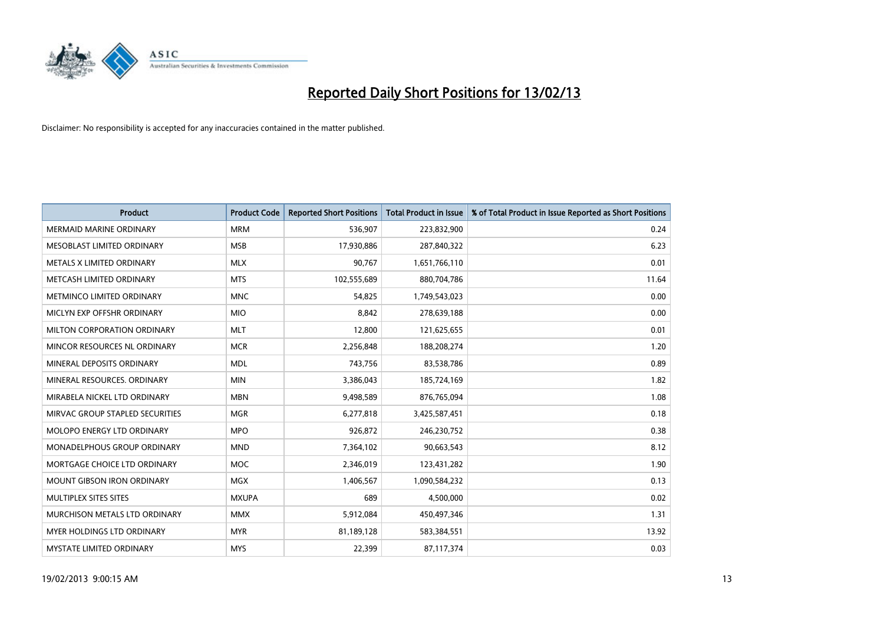# Reported Daily Short Positions for 13/02/13

Disclaimer: No responsibility is accepted for any inaccuracies contained in the matter published.

| Product | Product Code | Reported Short Positions | Total Product in Issue | % of Total Product in Issue Reported as Short Positions |
|---|---|---|---|---|
| MERMAID MARINE ORDINARY | MRM | 536,907 | 223,832,900 | 0.24 |
| MESOBLAST LIMITED ORDINARY | MSB | 17,930,886 | 287,840,322 | 6.23 |
| METALS X LIMITED ORDINARY | MLX | 90,767 | 1,651,766,110 | 0.01 |
| METCASH LIMITED ORDINARY | MTS | 102,555,689 | 880,704,786 | 11.64 |
| METMINCO LIMITED ORDINARY | MNC | 54,825 | 1,749,543,023 | 0.00 |
| MICLYN EXP OFFSHR ORDINARY | MIO | 8,842 | 278,639,188 | 0.00 |
| MILTON CORPORATION ORDINARY | MLT | 12,800 | 121,625,655 | 0.01 |
| MINCOR RESOURCES NL ORDINARY | MCR | 2,256,848 | 188,208,274 | 1.20 |
| MINERAL DEPOSITS ORDINARY | MDL | 743,756 | 83,538,786 | 0.89 |
| MINERAL RESOURCES. ORDINARY | MIN | 3,386,043 | 185,724,169 | 1.82 |
| MIRABELA NICKEL LTD ORDINARY | MBN | 9,498,589 | 876,765,094 | 1.08 |
| MIRVAC GROUP STAPLED SECURITIES | MGR | 6,277,818 | 3,425,587,451 | 0.18 |
| MOLOPO ENERGY LTD ORDINARY | MPO | 926,872 | 246,230,752 | 0.38 |
| MONADELPHOUS GROUP ORDINARY | MND | 7,364,102 | 90,663,543 | 8.12 |
| MORTGAGE CHOICE LTD ORDINARY | MOC | 2,346,019 | 123,431,282 | 1.90 |
| MOUNT GIBSON IRON ORDINARY | MGX | 1,406,567 | 1,090,584,232 | 0.13 |
| MULTIPLEX SITES SITES | MXUPA | 689 | 4,500,000 | 0.02 |
| MURCHISON METALS LTD ORDINARY | MMX | 5,912,084 | 450,497,346 | 1.31 |
| MYER HOLDINGS LTD ORDINARY | MYR | 81,189,128 | 583,384,551 | 13.92 |
| MYSTATE LIMITED ORDINARY | MYS | 22,399 | 87,117,374 | 0.03 |

19/02/2013 9:00:15 AM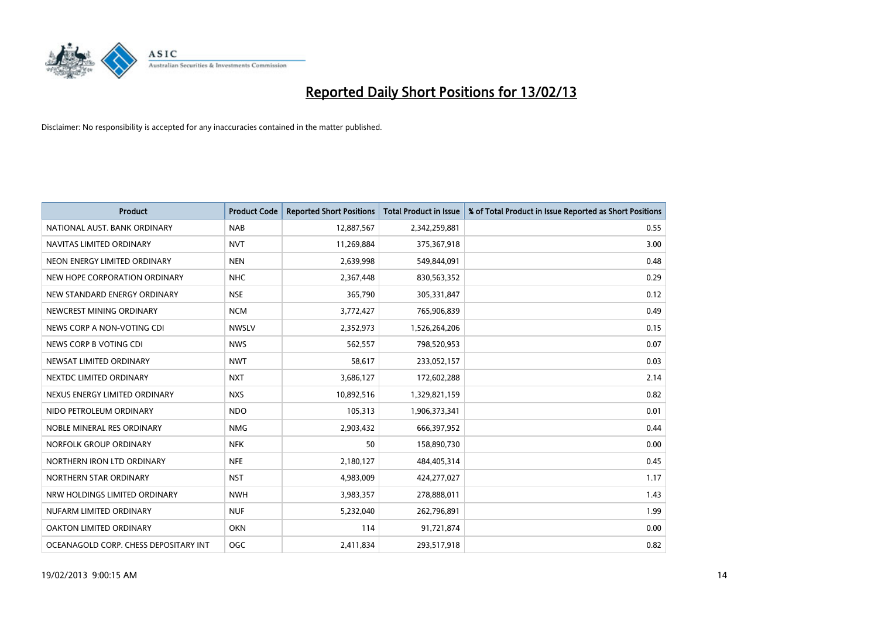# Reported Daily Short Positions for 13/02/13

Disclaimer: No responsibility is accepted for any inaccuracies contained in the matter published.

| Product | Product Code | Reported Short Positions | Total Product in Issue | % of Total Product in Issue Reported as Short Positions |
|---|---|---|---|---|
| NATIONAL AUST. BANK ORDINARY | NAB | 12,887,567 | 2,342,259,881 | 0.55 |
| NAVITAS LIMITED ORDINARY | NVT | 11,269,884 | 375,367,918 | 3.00 |
| NEON ENERGY LIMITED ORDINARY | NEN | 2,639,998 | 549,844,091 | 0.48 |
| NEW HOPE CORPORATION ORDINARY | NHC | 2,367,448 | 830,563,352 | 0.29 |
| NEW STANDARD ENERGY ORDINARY | NSE | 365,790 | 305,331,847 | 0.12 |
| NEWCREST MINING ORDINARY | NCM | 3,772,427 | 765,906,839 | 0.49 |
| NEWS CORP A NON-VOTING CDI | NWSLV | 2,352,973 | 1,526,264,206 | 0.15 |
| NEWS CORP B VOTING CDI | NWS | 562,557 | 798,520,953 | 0.07 |
| NEWSAT LIMITED ORDINARY | NWT | 58,617 | 233,052,157 | 0.03 |
| NEXTDC LIMITED ORDINARY | NXT | 3,686,127 | 172,602,288 | 2.14 |
| NEXUS ENERGY LIMITED ORDINARY | NXS | 10,892,516 | 1,329,821,159 | 0.82 |
| NIDO PETROLEUM ORDINARY | NDO | 105,313 | 1,906,373,341 | 0.01 |
| NOBLE MINERAL RES ORDINARY | NMG | 2,903,432 | 666,397,952 | 0.44 |
| NORFOLK GROUP ORDINARY | NFK | 50 | 158,890,730 | 0.00 |
| NORTHERN IRON LTD ORDINARY | NFE | 2,180,127 | 484,405,314 | 0.45 |
| NORTHERN STAR ORDINARY | NST | 4,983,009 | 424,277,027 | 1.17 |
| NRW HOLDINGS LIMITED ORDINARY | NWH | 3,983,357 | 278,888,011 | 1.43 |
| NUFARM LIMITED ORDINARY | NUF | 5,232,040 | 262,796,891 | 1.99 |
| OAKTON LIMITED ORDINARY | OKN | 114 | 91,721,874 | 0.00 |
| OCEANAGOLD CORP. CHESS DEPOSITARY INT | OGC | 2,411,834 | 293,517,918 | 0.82 |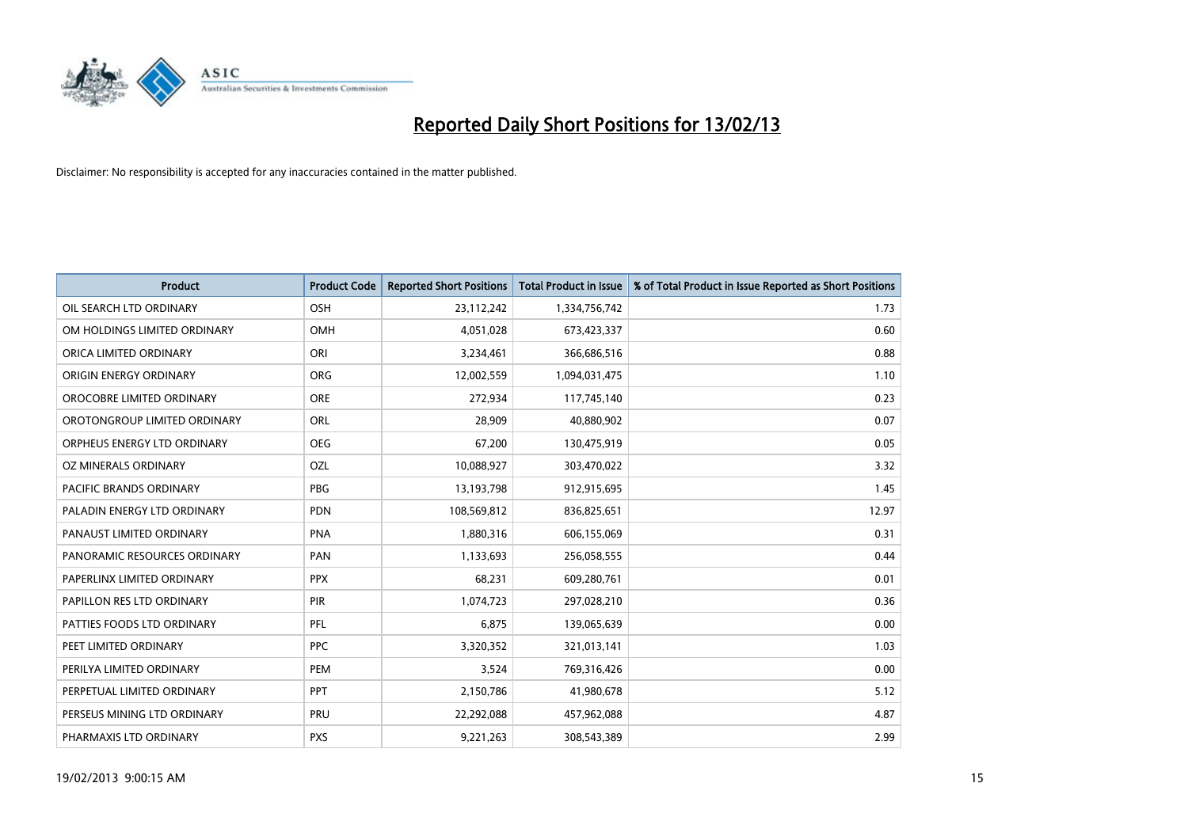# Reported Daily Short Positions for 13/02/13

Disclaimer: No responsibility is accepted for any inaccuracies contained in the matter published.

| Product | Product Code | Reported Short Positions | Total Product in Issue | % of Total Product in Issue Reported as Short Positions |
| --- | --- | --- | --- | --- |
| OIL SEARCH LTD ORDINARY | OSH | 23,112,242 | 1,334,756,742 | 1.73 |
| OM HOLDINGS LIMITED ORDINARY | OMH | 4,051,028 | 673,423,337 | 0.60 |
| ORICA LIMITED ORDINARY | ORI | 3,234,461 | 366,686,516 | 0.88 |
| ORIGIN ENERGY ORDINARY | ORG | 12,002,559 | 1,094,031,475 | 1.10 |
| OROCOBRE LIMITED ORDINARY | ORE | 272,934 | 117,745,140 | 0.23 |
| OROTONGROUP LIMITED ORDINARY | ORL | 28,909 | 40,880,902 | 0.07 |
| ORPHEUS ENERGY LTD ORDINARY | OEG | 67,200 | 130,475,919 | 0.05 |
| OZ MINERALS ORDINARY | OZL | 10,088,927 | 303,470,022 | 3.32 |
| PACIFIC BRANDS ORDINARY | PBG | 13,193,798 | 912,915,695 | 1.45 |
| PALADIN ENERGY LTD ORDINARY | PDN | 108,569,812 | 836,825,651 | 12.97 |
| PANAUST LIMITED ORDINARY | PNA | 1,880,316 | 606,155,069 | 0.31 |
| PANORAMIC RESOURCES ORDINARY | PAN | 1,133,693 | 256,058,555 | 0.44 |
| PAPERLINX LIMITED ORDINARY | PPX | 68,231 | 609,280,761 | 0.01 |
| PAPILLON RES LTD ORDINARY | PIR | 1,074,723 | 297,028,210 | 0.36 |
| PATTIES FOODS LTD ORDINARY | PFL | 6,875 | 139,065,639 | 0.00 |
| PEET LIMITED ORDINARY | PPC | 3,320,352 | 321,013,141 | 1.03 |
| PERILYA LIMITED ORDINARY | PEM | 3,524 | 769,316,426 | 0.00 |
| PERPETUAL LIMITED ORDINARY | PPT | 2,150,786 | 41,980,678 | 5.12 |
| PERSEUS MINING LTD ORDINARY | PRU | 22,292,088 | 457,962,088 | 4.87 |
| PHARMAXIS LTD ORDINARY | PXS | 9,221,263 | 308,543,389 | 2.99 |

19/02/2013 9:00:15 AM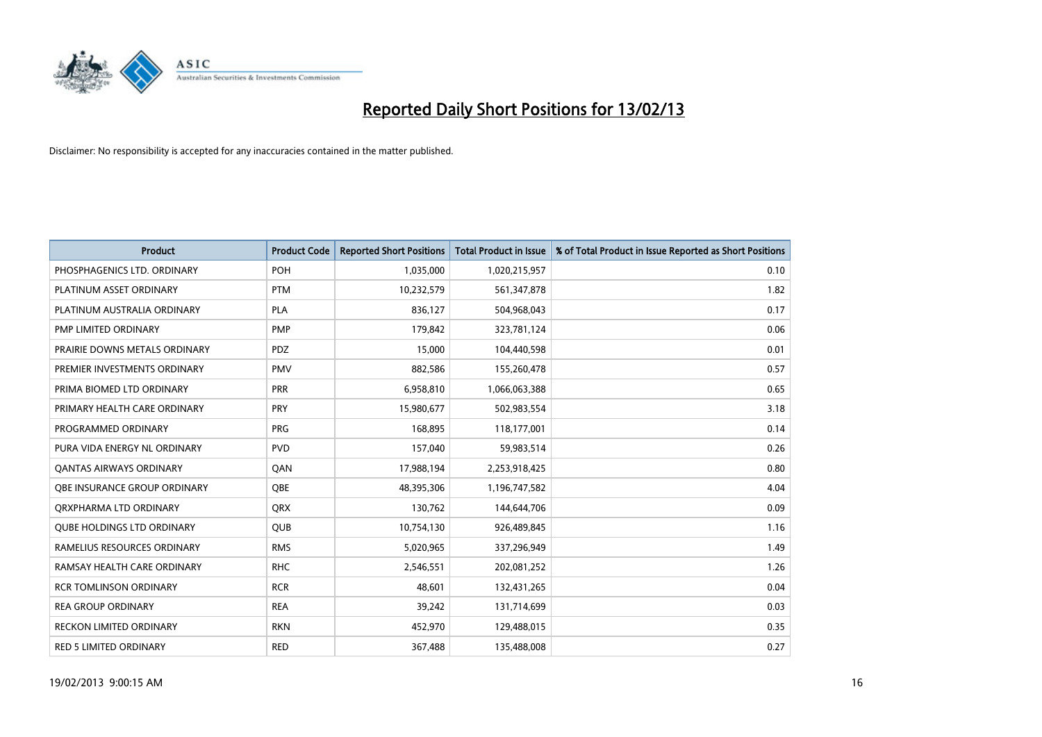# Reported Daily Short Positions for 13/02/13

Disclaimer: No responsibility is accepted for any inaccuracies contained in the matter published.

| Product | Product Code | Reported Short Positions | Total Product in Issue | % of Total Product in Issue Reported as Short Positions |
|---|---|---|---|---|
| PHOSPHAGENICS LTD. ORDINARY | POH | 1,035,000 | 1,020,215,957 | 0.10 |
| PLATINUM ASSET ORDINARY | PTM | 10,232,579 | 561,347,878 | 1.82 |
| PLATINUM AUSTRALIA ORDINARY | PLA | 836,127 | 504,968,043 | 0.17 |
| PMP LIMITED ORDINARY | PMP | 179,842 | 323,781,124 | 0.06 |
| PRAIRIE DOWNS METALS ORDINARY | PDZ | 15,000 | 104,440,598 | 0.01 |
| PREMIER INVESTMENTS ORDINARY | PMV | 882,586 | 155,260,478 | 0.57 |
| PRIMA BIOMED LTD ORDINARY | PRR | 6,958,810 | 1,066,063,388 | 0.65 |
| PRIMARY HEALTH CARE ORDINARY | PRY | 15,980,677 | 502,983,554 | 3.18 |
| PROGRAMMED ORDINARY | PRG | 168,895 | 118,177,001 | 0.14 |
| PURA VIDA ENERGY NL ORDINARY | PVD | 157,040 | 59,983,514 | 0.26 |
| QANTAS AIRWAYS ORDINARY | QAN | 17,988,194 | 2,253,918,425 | 0.80 |
| QBE INSURANCE GROUP ORDINARY | QBE | 48,395,306 | 1,196,747,582 | 4.04 |
| QRXPHARMA LTD ORDINARY | QRX | 130,762 | 144,644,706 | 0.09 |
| QUBE HOLDINGS LTD ORDINARY | QUB | 10,754,130 | 926,489,845 | 1.16 |
| RAMELIUS RESOURCES ORDINARY | RMS | 5,020,965 | 337,296,949 | 1.49 |
| RAMSAY HEALTH CARE ORDINARY | RHC | 2,546,551 | 202,081,252 | 1.26 |
| RCR TOMLINSON ORDINARY | RCR | 48,601 | 132,431,265 | 0.04 |
| REA GROUP ORDINARY | REA | 39,242 | 131,714,699 | 0.03 |
| RECKON LIMITED ORDINARY | RKN | 452,970 | 129,488,015 | 0.35 |
| RED 5 LIMITED ORDINARY | RED | 367,488 | 135,488,008 | 0.27 |

19/02/2013 9:00:15 AM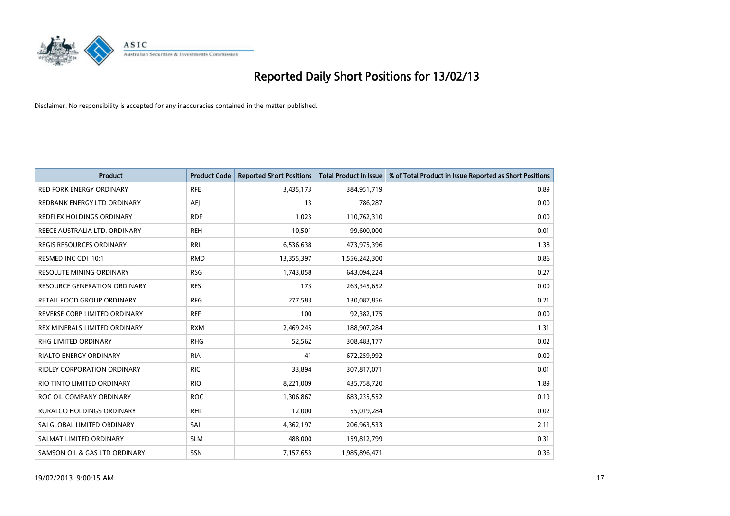# Reported Daily Short Positions for 13/02/13

Disclaimer: No responsibility is accepted for any inaccuracies contained in the matter published.

| Product | Product Code | Reported Short Positions | Total Product in Issue | % of Total Product in Issue Reported as Short Positions |
|---|---|---|---|---|
| RED FORK ENERGY ORDINARY | RFE | 3,435,173 | 384,951,719 | 0.89 |
| REDBANK ENERGY LTD ORDINARY | AEJ | 13 | 786,287 | 0.00 |
| REDFLEX HOLDINGS ORDINARY | RDF | 1,023 | 110,762,310 | 0.00 |
| REECE AUSTRALIA LTD. ORDINARY | REH | 10,501 | 99,600,000 | 0.01 |
| REGIS RESOURCES ORDINARY | RRL | 6,536,638 | 473,975,396 | 1.38 |
| RESMED INC CDI 10:1 | RMD | 13,355,397 | 1,556,242,300 | 0.86 |
| RESOLUTE MINING ORDINARY | RSG | 1,743,058 | 643,094,224 | 0.27 |
| RESOURCE GENERATION ORDINARY | RES | 173 | 263,345,652 | 0.00 |
| RETAIL FOOD GROUP ORDINARY | RFG | 277,583 | 130,087,856 | 0.21 |
| REVERSE CORP LIMITED ORDINARY | REF | 100 | 92,382,175 | 0.00 |
| REX MINERALS LIMITED ORDINARY | RXM | 2,469,245 | 188,907,284 | 1.31 |
| RHG LIMITED ORDINARY | RHG | 52,562 | 308,483,177 | 0.02 |
| RIALTO ENERGY ORDINARY | RIA | 41 | 672,259,992 | 0.00 |
| RIDLEY CORPORATION ORDINARY | RIC | 33,894 | 307,817,071 | 0.01 |
| RIO TINTO LIMITED ORDINARY | RIO | 8,221,009 | 435,758,720 | 1.89 |
| ROC OIL COMPANY ORDINARY | ROC | 1,306,867 | 683,235,552 | 0.19 |
| RURALCO HOLDINGS ORDINARY | RHL | 12,000 | 55,019,284 | 0.02 |
| SAI GLOBAL LIMITED ORDINARY | SAI | 4,362,197 | 206,963,533 | 2.11 |
| SALMAT LIMITED ORDINARY | SLM | 488,000 | 159,812,799 | 0.31 |
| SAMSON OIL & GAS LTD ORDINARY | SSN | 7,157,653 | 1,985,896,471 | 0.36 |

19/02/2013 9:00:15 AM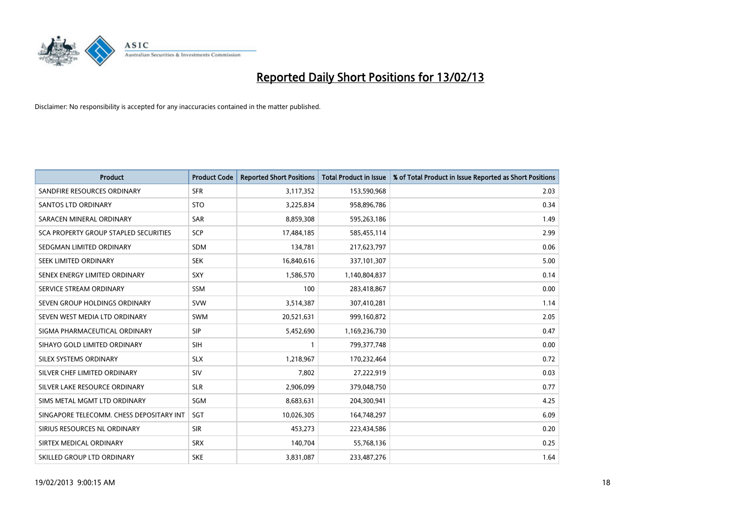# Reported Daily Short Positions for 13/02/13

Disclaimer: No responsibility is accepted for any inaccuracies contained in the matter published.

| Product | Product Code | Reported Short Positions | Total Product in Issue | % of Total Product in Issue Reported as Short Positions |
|---|---|---|---|---|
| SANDFIRE RESOURCES ORDINARY | SFR | 3,117,352 | 153,590,968 | 2.03 |
| SANTOS LTD ORDINARY | STO | 3,225,834 | 958,896,786 | 0.34 |
| SARACEN MINERAL ORDINARY | SAR | 8,859,308 | 595,263,186 | 1.49 |
| SCA PROPERTY GROUP STAPLED SECURITIES | SCP | 17,484,185 | 585,455,114 | 2.99 |
| SEDGMAN LIMITED ORDINARY | SDM | 134,781 | 217,623,797 | 0.06 |
| SEEK LIMITED ORDINARY | SEK | 16,840,616 | 337,101,307 | 5.00 |
| SENEX ENERGY LIMITED ORDINARY | SXY | 1,586,570 | 1,140,804,837 | 0.14 |
| SERVICE STREAM ORDINARY | SSM | 100 | 283,418,867 | 0.00 |
| SEVEN GROUP HOLDINGS ORDINARY | SVW | 3,514,387 | 307,410,281 | 1.14 |
| SEVEN WEST MEDIA LTD ORDINARY | SWM | 20,521,631 | 999,160,872 | 2.05 |
| SIGMA PHARMACEUTICAL ORDINARY | SIP | 5,452,690 | 1,169,236,730 | 0.47 |
| SIHAYO GOLD LIMITED ORDINARY | SIH | 1 | 799,377,748 | 0.00 |
| SILEX SYSTEMS ORDINARY | SLX | 1,218,967 | 170,232,464 | 0.72 |
| SILVER CHEF LIMITED ORDINARY | SIV | 7,802 | 27,222,919 | 0.03 |
| SILVER LAKE RESOURCE ORDINARY | SLR | 2,906,099 | 379,048,750 | 0.77 |
| SIMS METAL MGMT LTD ORDINARY | SGM | 8,683,631 | 204,300,941 | 4.25 |
| SINGAPORE TELECOMM. CHESS DEPOSITARY INT | SGT | 10,026,305 | 164,748,297 | 6.09 |
| SIRIUS RESOURCES NL ORDINARY | SIR | 453,273 | 223,434,586 | 0.20 |
| SIRTEX MEDICAL ORDINARY | SRX | 140,704 | 55,768,136 | 0.25 |
| SKILLED GROUP LTD ORDINARY | SKE | 3,831,087 | 233,487,276 | 1.64 |

19/02/2013 9:00:15 AM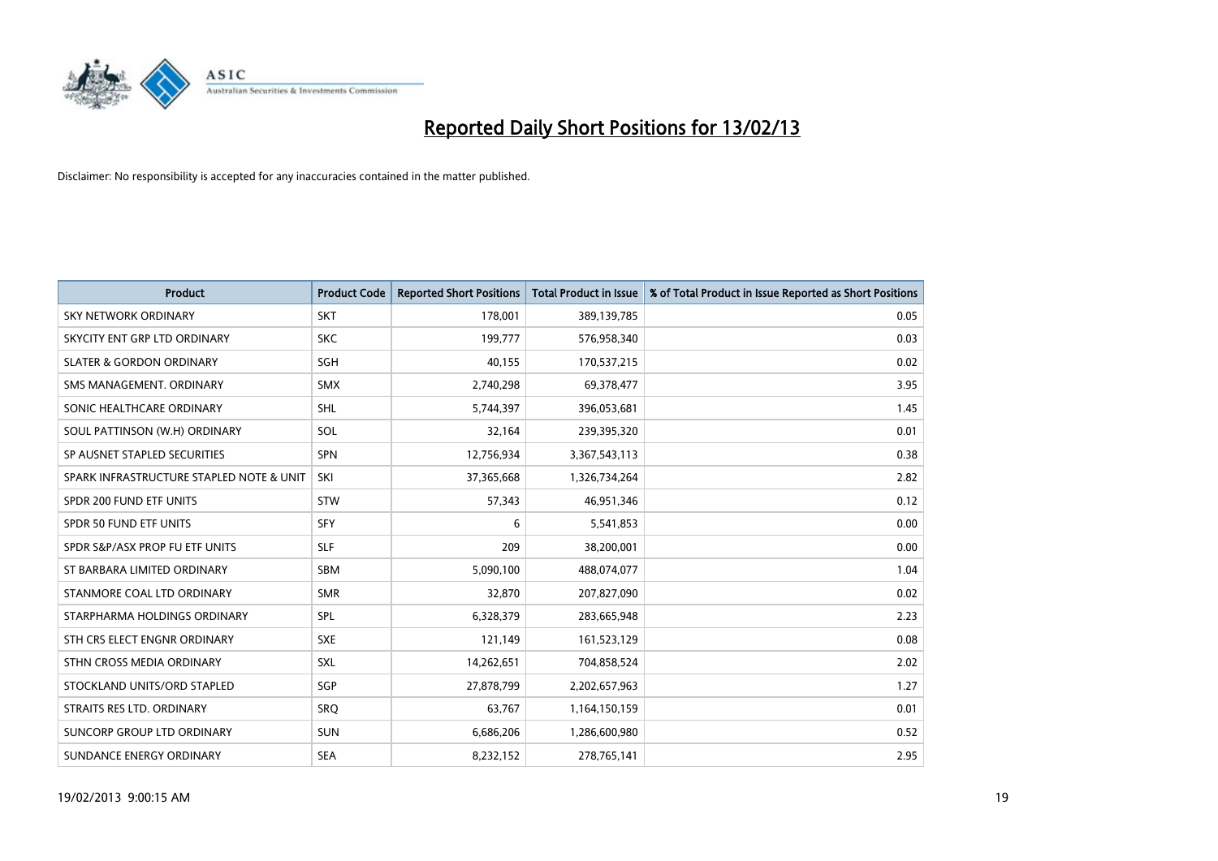# Reported Daily Short Positions for 13/02/13

Disclaimer: No responsibility is accepted for any inaccuracies contained in the matter published.

| Product | Product Code | Reported Short Positions | Total Product in Issue | % of Total Product in Issue Reported as Short Positions |
|---|---|---|---|---|
| SKY NETWORK ORDINARY | SKT | 178,001 | 389,139,785 | 0.05 |
| SKYCITY ENT GRP LTD ORDINARY | SKC | 199,777 | 576,958,340 | 0.03 |
| SLATER & GORDON ORDINARY | SGH | 40,155 | 170,537,215 | 0.02 |
| SMS MANAGEMENT. ORDINARY | SMX | 2,740,298 | 69,378,477 | 3.95 |
| SONIC HEALTHCARE ORDINARY | SHL | 5,744,397 | 396,053,681 | 1.45 |
| SOUL PATTINSON (W.H) ORDINARY | SOL | 32,164 | 239,395,320 | 0.01 |
| SP AUSNET STAPLED SECURITIES | SPN | 12,756,934 | 3,367,543,113 | 0.38 |
| SPARK INFRASTRUCTURE STAPLED NOTE & UNIT | SKI | 37,365,668 | 1,326,734,264 | 2.82 |
| SPDR 200 FUND ETF UNITS | STW | 57,343 | 46,951,346 | 0.12 |
| SPDR 50 FUND ETF UNITS | SFY | 6 | 5,541,853 | 0.00 |
| SPDR S&P/ASX PROP FU ETF UNITS | SLF | 209 | 38,200,001 | 0.00 |
| ST BARBARA LIMITED ORDINARY | SBM | 5,090,100 | 488,074,077 | 1.04 |
| STANMORE COAL LTD ORDINARY | SMR | 32,870 | 207,827,090 | 0.02 |
| STARPHARMA HOLDINGS ORDINARY | SPL | 6,328,379 | 283,665,948 | 2.23 |
| STH CRS ELECT ENGNR ORDINARY | SXE | 121,149 | 161,523,129 | 0.08 |
| STHN CROSS MEDIA ORDINARY | SXL | 14,262,651 | 704,858,524 | 2.02 |
| STOCKLAND UNITS/ORD STAPLED | SGP | 27,878,799 | 2,202,657,963 | 1.27 |
| STRAITS RES LTD. ORDINARY | SRQ | 63,767 | 1,164,150,159 | 0.01 |
| SUNCORP GROUP LTD ORDINARY | SUN | 6,686,206 | 1,286,600,980 | 0.52 |
| SUNDANCE ENERGY ORDINARY | SEA | 8,232,152 | 278,765,141 | 2.95 |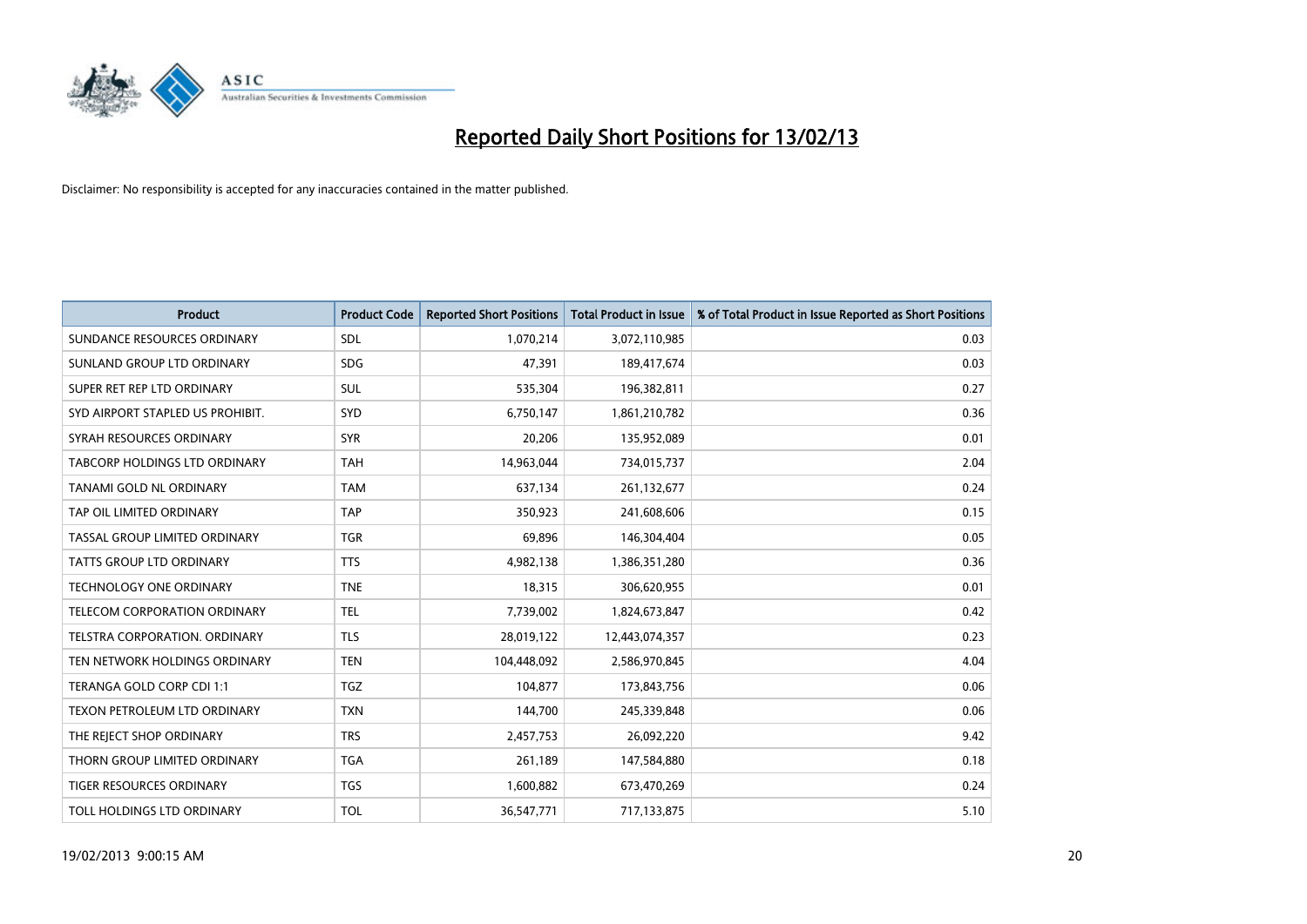# Reported Daily Short Positions for 13/02/13

Disclaimer: No responsibility is accepted for any inaccuracies contained in the matter published.

| Product | Product Code | Reported Short Positions | Total Product in Issue | % of Total Product in Issue Reported as Short Positions |
|---|---|---|---|---|
| SUNDANCE RESOURCES ORDINARY | SDL | 1,070,214 | 3,072,110,985 | 0.03 |
| SUNLAND GROUP LTD ORDINARY | SDG | 47,391 | 189,417,674 | 0.03 |
| SUPER RET REP LTD ORDINARY | SUL | 535,304 | 196,382,811 | 0.27 |
| SYD AIRPORT STAPLED US PROHIBIT. | SYD | 6,750,147 | 1,861,210,782 | 0.36 |
| SYRAH RESOURCES ORDINARY | SYR | 20,206 | 135,952,089 | 0.01 |
| TABCORP HOLDINGS LTD ORDINARY | TAH | 14,963,044 | 734,015,737 | 2.04 |
| TANAMI GOLD NL ORDINARY | TAM | 637,134 | 261,132,677 | 0.24 |
| TAP OIL LIMITED ORDINARY | TAP | 350,923 | 241,608,606 | 0.15 |
| TASSAL GROUP LIMITED ORDINARY | TGR | 69,896 | 146,304,404 | 0.05 |
| TATTS GROUP LTD ORDINARY | TTS | 4,982,138 | 1,386,351,280 | 0.36 |
| TECHNOLOGY ONE ORDINARY | TNE | 18,315 | 306,620,955 | 0.01 |
| TELECOM CORPORATION ORDINARY | TEL | 7,739,002 | 1,824,673,847 | 0.42 |
| TELSTRA CORPORATION. ORDINARY | TLS | 28,019,122 | 12,443,074,357 | 0.23 |
| TEN NETWORK HOLDINGS ORDINARY | TEN | 104,448,092 | 2,586,970,845 | 4.04 |
| TERANGA GOLD CORP CDI 1:1 | TGZ | 104,877 | 173,843,756 | 0.06 |
| TEXON PETROLEUM LTD ORDINARY | TXN | 144,700 | 245,339,848 | 0.06 |
| THE REJECT SHOP ORDINARY | TRS | 2,457,753 | 26,092,220 | 9.42 |
| THORN GROUP LIMITED ORDINARY | TGA | 261,189 | 147,584,880 | 0.18 |
| TIGER RESOURCES ORDINARY | TGS | 1,600,882 | 673,470,269 | 0.24 |
| TOLL HOLDINGS LTD ORDINARY | TOL | 36,547,771 | 717,133,875 | 5.10 |

19/02/2013 9:00:15 AM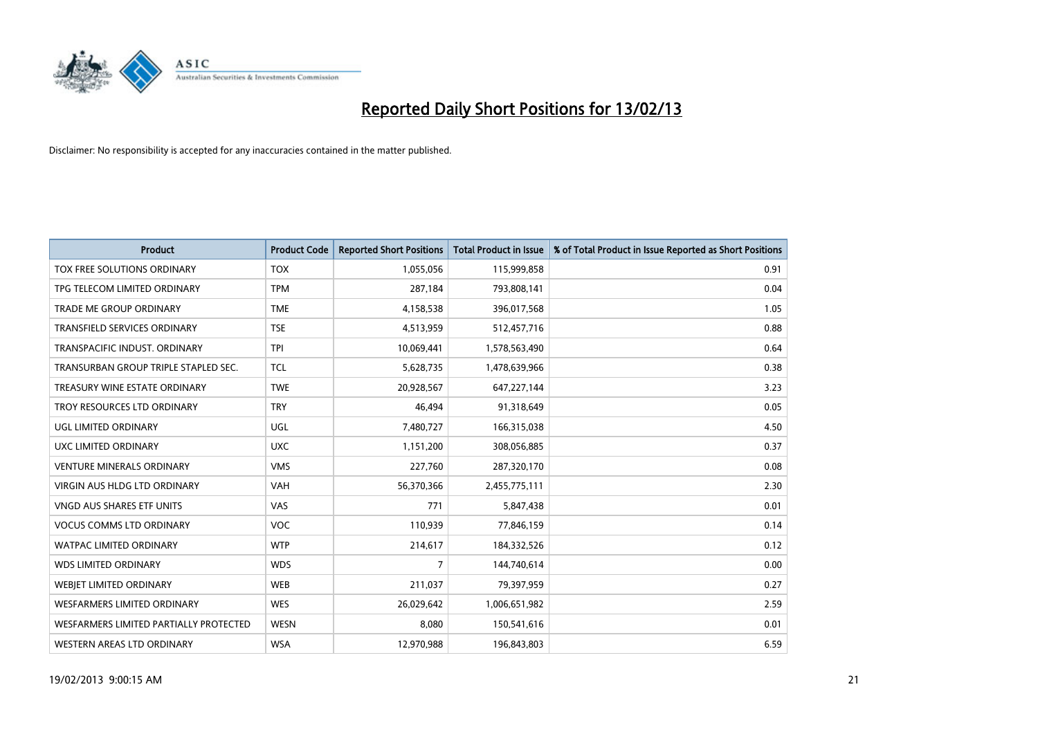# Reported Daily Short Positions for 13/02/13

Disclaimer: No responsibility is accepted for any inaccuracies contained in the matter published.

| Product | Product Code | Reported Short Positions | Total Product in Issue | % of Total Product in Issue Reported as Short Positions |
|---|---|---|---|---|
| TOX FREE SOLUTIONS ORDINARY | TOX | 1,055,056 | 115,999,858 | 0.91 |
| TPG TELECOM LIMITED ORDINARY | TPM | 287,184 | 793,808,141 | 0.04 |
| TRADE ME GROUP ORDINARY | TME | 4,158,538 | 396,017,568 | 1.05 |
| TRANSFIELD SERVICES ORDINARY | TSE | 4,513,959 | 512,457,716 | 0.88 |
| TRANSPACIFIC INDUST. ORDINARY | TPI | 10,069,441 | 1,578,563,490 | 0.64 |
| TRANSURBAN GROUP TRIPLE STAPLED SEC. | TCL | 5,628,735 | 1,478,639,966 | 0.38 |
| TREASURY WINE ESTATE ORDINARY | TWE | 20,928,567 | 647,227,144 | 3.23 |
| TROY RESOURCES LTD ORDINARY | TRY | 46,494 | 91,318,649 | 0.05 |
| UGL LIMITED ORDINARY | UGL | 7,480,727 | 166,315,038 | 4.50 |
| UXC LIMITED ORDINARY | UXC | 1,151,200 | 308,056,885 | 0.37 |
| VENTURE MINERALS ORDINARY | VMS | 227,760 | 287,320,170 | 0.08 |
| VIRGIN AUS HLDG LTD ORDINARY | VAH | 56,370,366 | 2,455,775,111 | 2.30 |
| VNGD AUS SHARES ETF UNITS | VAS | 771 | 5,847,438 | 0.01 |
| VOCUS COMMS LTD ORDINARY | VOC | 110,939 | 77,846,159 | 0.14 |
| WATPAC LIMITED ORDINARY | WTP | 214,617 | 184,332,526 | 0.12 |
| WDS LIMITED ORDINARY | WDS | 7 | 144,740,614 | 0.00 |
| WEBJET LIMITED ORDINARY | WEB | 211,037 | 79,397,959 | 0.27 |
| WESFARMERS LIMITED ORDINARY | WES | 26,029,642 | 1,006,651,982 | 2.59 |
| WESFARMERS LIMITED PARTIALLY PROTECTED | WESN | 8,080 | 150,541,616 | 0.01 |
| WESTERN AREAS LTD ORDINARY | WSA | 12,970,988 | 196,843,803 | 6.59 |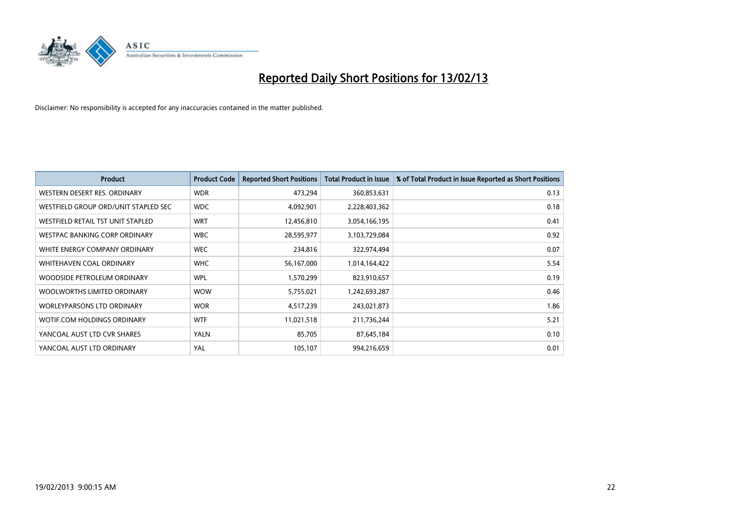# Reported Daily Short Positions for 13/02/13

Disclaimer: No responsibility is accepted for any inaccuracies contained in the matter published.

| Product | Product Code | Reported Short Positions | Total Product in Issue | % of Total Product in Issue Reported as Short Positions |
| --- | --- | --- | --- | --- |
| WESTERN DESERT RES. ORDINARY | WDR | 473,294 | 360,853,631 | 0.13 |
| WESTFIELD GROUP ORD/UNIT STAPLED SEC | WDC | 4,092,901 | 2,228,403,362 | 0.18 |
| WESTFIELD RETAIL TST UNIT STAPLED | WRT | 12,456,810 | 3,054,166,195 | 0.41 |
| WESTPAC BANKING CORP ORDINARY | WBC | 28,595,977 | 3,103,729,084 | 0.92 |
| WHITE ENERGY COMPANY ORDINARY | WEC | 234,816 | 322,974,494 | 0.07 |
| WHITEHAVEN COAL ORDINARY | WHC | 56,167,000 | 1,014,164,422 | 5.54 |
| WOODSIDE PETROLEUM ORDINARY | WPL | 1,570,299 | 823,910,657 | 0.19 |
| WOOLWORTHS LIMITED ORDINARY | WOW | 5,755,021 | 1,242,693,287 | 0.46 |
| WORLEYPARSONS LTD ORDINARY | WOR | 4,517,239 | 243,021,873 | 1.86 |
| WOTIF.COM HOLDINGS ORDINARY | WTF | 11,021,518 | 211,736,244 | 5.21 |
| YANCOAL AUST LTD CVR SHARES | YALN | 85,705 | 87,645,184 | 0.10 |
| YANCOAL AUST LTD ORDINARY | YAL | 105,107 | 994,216,659 | 0.01 |